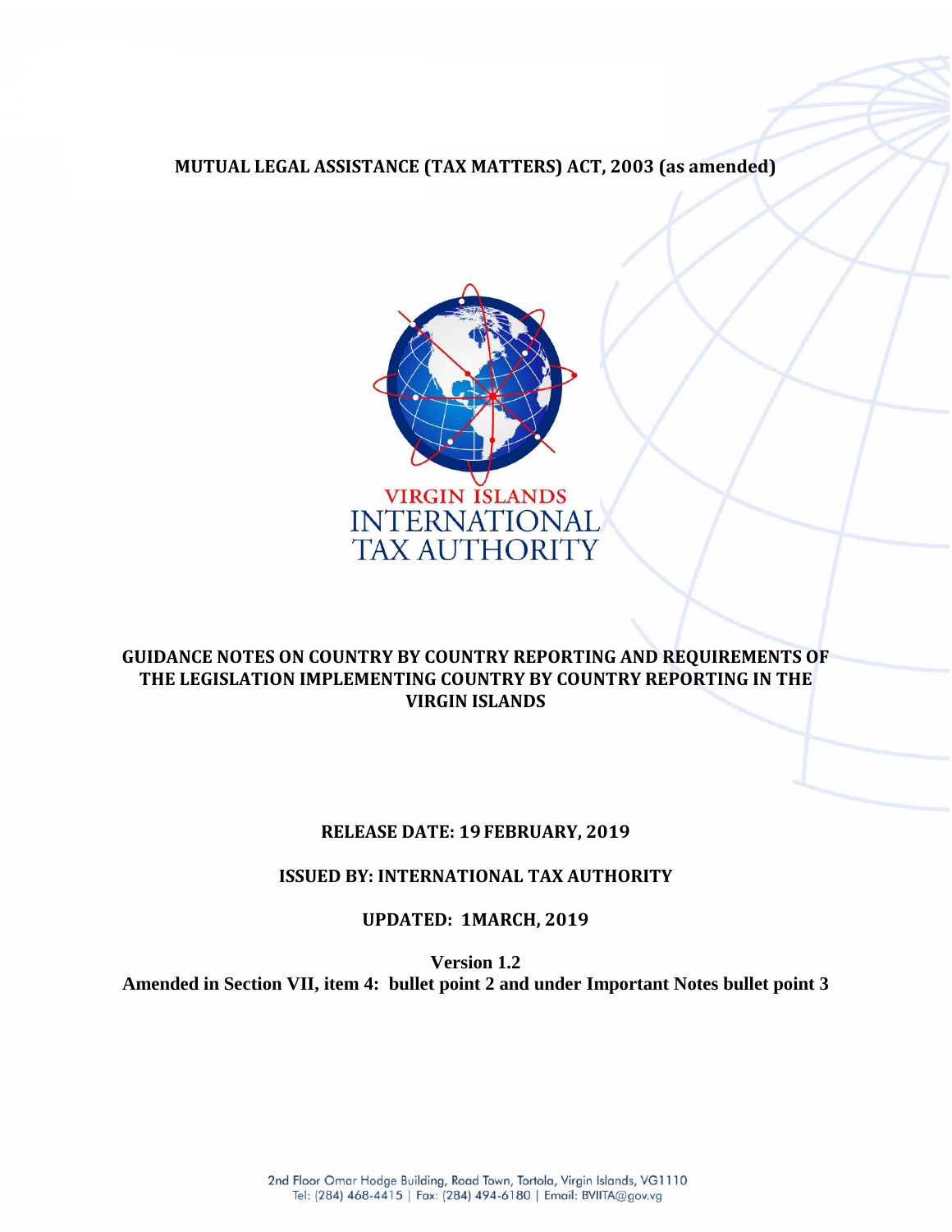**MUTUAL LEGAL ASSISTANCE (TAX MATTERS) ACT, 2003 (as amended)**

VIRGIN ISLANDS
INTERNATIONAL
TAX AUTHORITY

# GUIDANCE NOTES ON COUNTRY BY COUNTRY REPORTING AND REQUIREMENTS OF THE LEGISLATION IMPLEMENTING COUNTRY BY COUNTRY REPORTING IN THE VIRGIN ISLANDS

**RELEASE DATE: 19 FEBRUARY, 2019**

**ISSUED BY: INTERNATIONAL TAX AUTHORITY**

**UPDATED: 1MARCH, 2019**

**Version 1.2**
**Amended in Section VII, item 4: bullet point 2 and under Important Notes bullet point 3**

2nd Floor Omar Hodge Building, Road Town, Tortola, Virgin Islands, VG1110
Tel: (284) 468-4415 | Fax: (284) 494-6180 | Email: BVIITA@gov.vg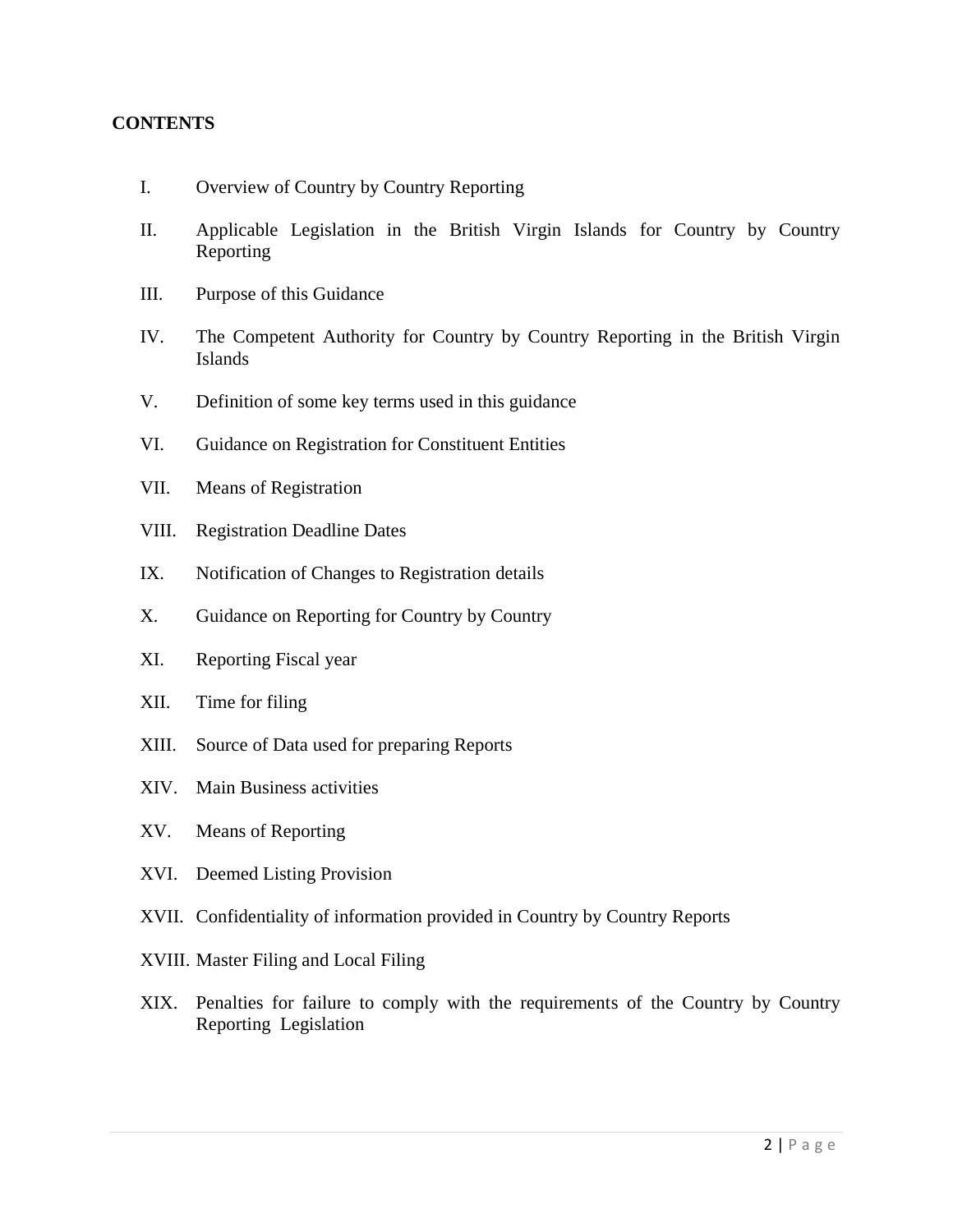**CONTENTS**

I. Overview of Country by Country Reporting

II. Applicable Legislation in the British Virgin Islands for Country by Country Reporting

III. Purpose of this Guidance

IV. The Competent Authority for Country by Country Reporting in the British Virgin Islands

V. Definition of some key terms used in this guidance

VI. Guidance on Registration for Constituent Entities

VII. Means of Registration

VIII. Registration Deadline Dates

IX. Notification of Changes to Registration details

X. Guidance on Reporting for Country by Country

XI. Reporting Fiscal year

XII. Time for filing

XIII. Source of Data used for preparing Reports

XIV. Main Business activities

XV. Means of Reporting

XVI. Deemed Listing Provision

XVII. Confidentiality of information provided in Country by Country Reports

XVIII. Master Filing and Local Filing

XIX. Penalties for failure to comply with the requirements of the Country by Country Reporting Legislation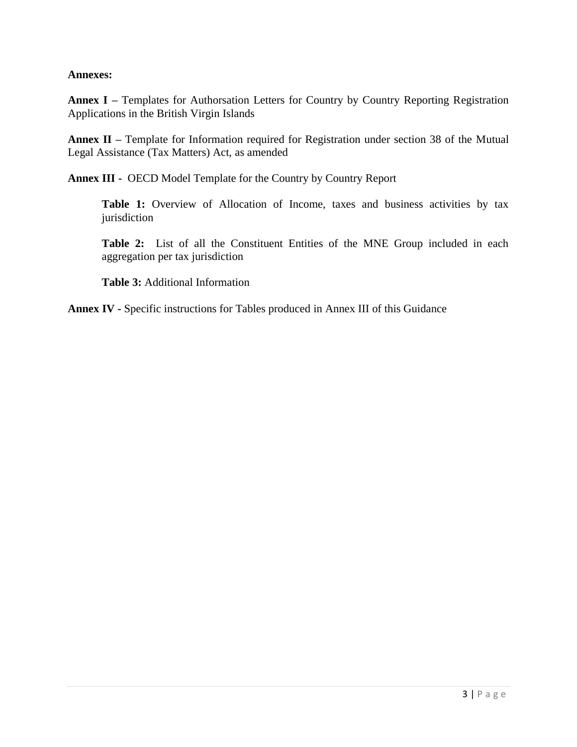**Annexes:**

**Annex I –** Templates for Authorsation Letters for Country by Country Reporting Registration Applications in the British Virgin Islands

**Annex II –** Template for Information required for Registration under section 38 of the Mutual Legal Assistance (Tax Matters) Act, as amended

**Annex III -** OECD Model Template for the Country by Country Report

> **Table 1:** Overview of Allocation of Income, taxes and business activities by tax jurisdiction
>
> **Table 2:** List of all the Constituent Entities of the MNE Group included in each aggregation per tax jurisdiction
>
> **Table 3:** Additional Information

**Annex IV -** Specific instructions for Tables produced in Annex III of this Guidance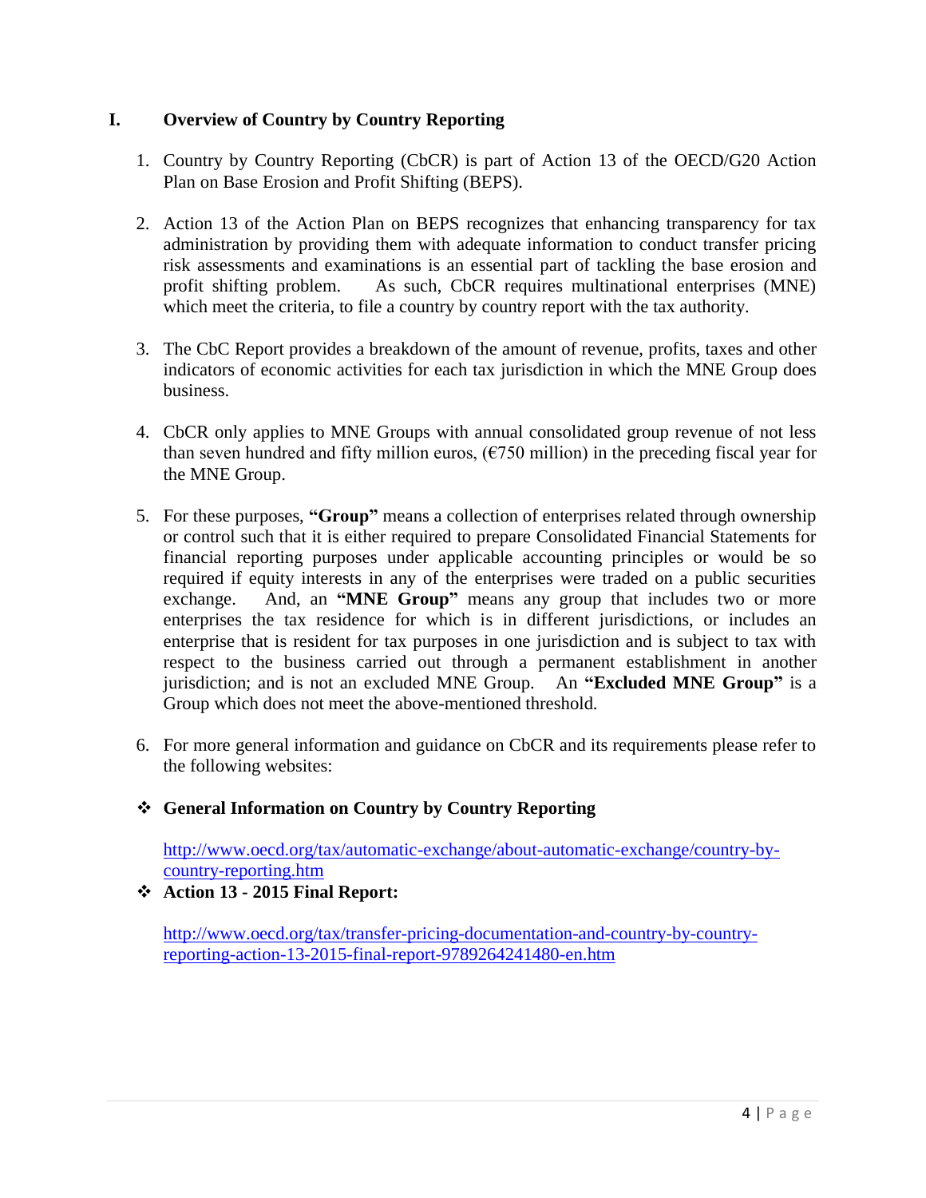## I. Overview of Country by Country Reporting

1. Country by Country Reporting (CbCR) is part of Action 13 of the OECD/G20 Action Plan on Base Erosion and Profit Shifting (BEPS).

2. Action 13 of the Action Plan on BEPS recognizes that enhancing transparency for tax administration by providing them with adequate information to conduct transfer pricing risk assessments and examinations is an essential part of tackling the base erosion and profit shifting problem. As such, CbCR requires multinational enterprises (MNE) which meet the criteria, to file a country by country report with the tax authority.

3. The CbC Report provides a breakdown of the amount of revenue, profits, taxes and other indicators of economic activities for each tax jurisdiction in which the MNE Group does business.

4. CbCR only applies to MNE Groups with annual consolidated group revenue of not less than seven hundred and fifty million euros, (€750 million) in the preceding fiscal year for the MNE Group.

5. For these purposes, **"Group"** means a collection of enterprises related through ownership or control such that it is either required to prepare Consolidated Financial Statements for financial reporting purposes under applicable accounting principles or would be so required if equity interests in any of the enterprises were traded on a public securities exchange. And, an **"MNE Group"** means any group that includes two or more enterprises the tax residence for which is in different jurisdictions, or includes an enterprise that is resident for tax purposes in one jurisdiction and is subject to tax with respect to the business carried out through a permanent establishment in another jurisdiction; and is not an excluded MNE Group. An **"Excluded MNE Group"** is a Group which does not meet the above-mentioned threshold.

6. For more general information and guidance on CbCR and its requirements please refer to the following websites:

- **General Information on Country by Country Reporting**

  http://www.oecd.org/tax/automatic-exchange/about-automatic-exchange/country-by-country-reporting.htm

- **Action 13 - 2015 Final Report:**

  http://www.oecd.org/tax/transfer-pricing-documentation-and-country-by-country-reporting-action-13-2015-final-report-9789264241480-en.htm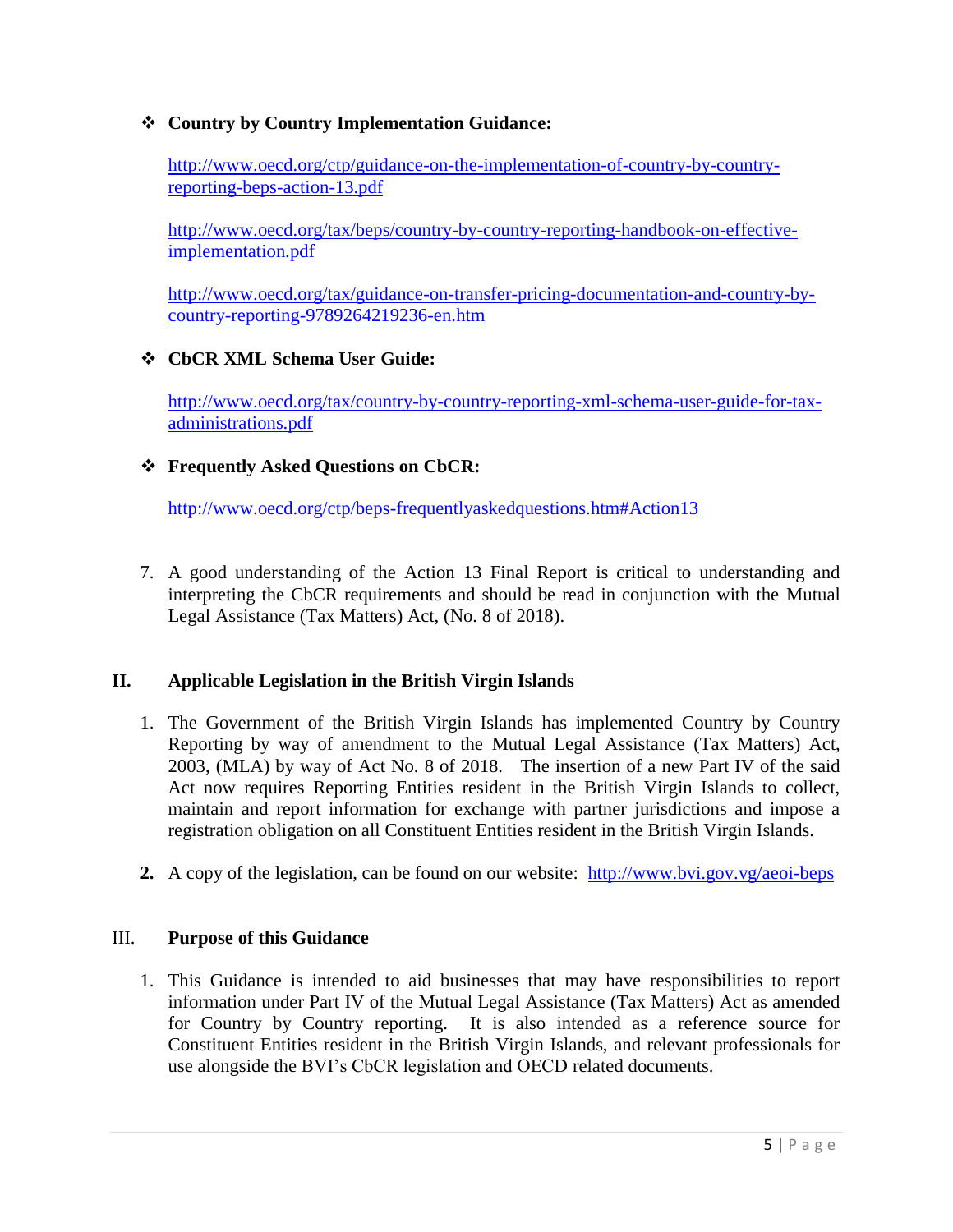- **Country by Country Implementation Guidance:**

  http://www.oecd.org/ctp/guidance-on-the-implementation-of-country-by-country-reporting-beps-action-13.pdf

  http://www.oecd.org/tax/beps/country-by-country-reporting-handbook-on-effective-implementation.pdf

  http://www.oecd.org/tax/guidance-on-transfer-pricing-documentation-and-country-by-country-reporting-9789264219236-en.htm

- **CbCR XML Schema User Guide:**

  http://www.oecd.org/tax/country-by-country-reporting-xml-schema-user-guide-for-tax-administrations.pdf

- **Frequently Asked Questions on CbCR:**

  http://www.oecd.org/ctp/beps-frequentlyaskedquestions.htm#Action13

7. A good understanding of the Action 13 Final Report is critical to understanding and interpreting the CbCR requirements and should be read in conjunction with the Mutual Legal Assistance (Tax Matters) Act, (No. 8 of 2018).

## II. Applicable Legislation in the British Virgin Islands

1. The Government of the British Virgin Islands has implemented Country by Country Reporting by way of amendment to the Mutual Legal Assistance (Tax Matters) Act, 2003, (MLA) by way of Act No. 8 of 2018. The insertion of a new Part IV of the said Act now requires Reporting Entities resident in the British Virgin Islands to collect, maintain and report information for exchange with partner jurisdictions and impose a registration obligation on all Constituent Entities resident in the British Virgin Islands.

2. A copy of the legislation, can be found on our website: http://www.bvi.gov.vg/aeoi-beps

## III. Purpose of this Guidance

1. This Guidance is intended to aid businesses that may have responsibilities to report information under Part IV of the Mutual Legal Assistance (Tax Matters) Act as amended for Country by Country reporting. It is also intended as a reference source for Constituent Entities resident in the British Virgin Islands, and relevant professionals for use alongside the BVI's CbCR legislation and OECD related documents.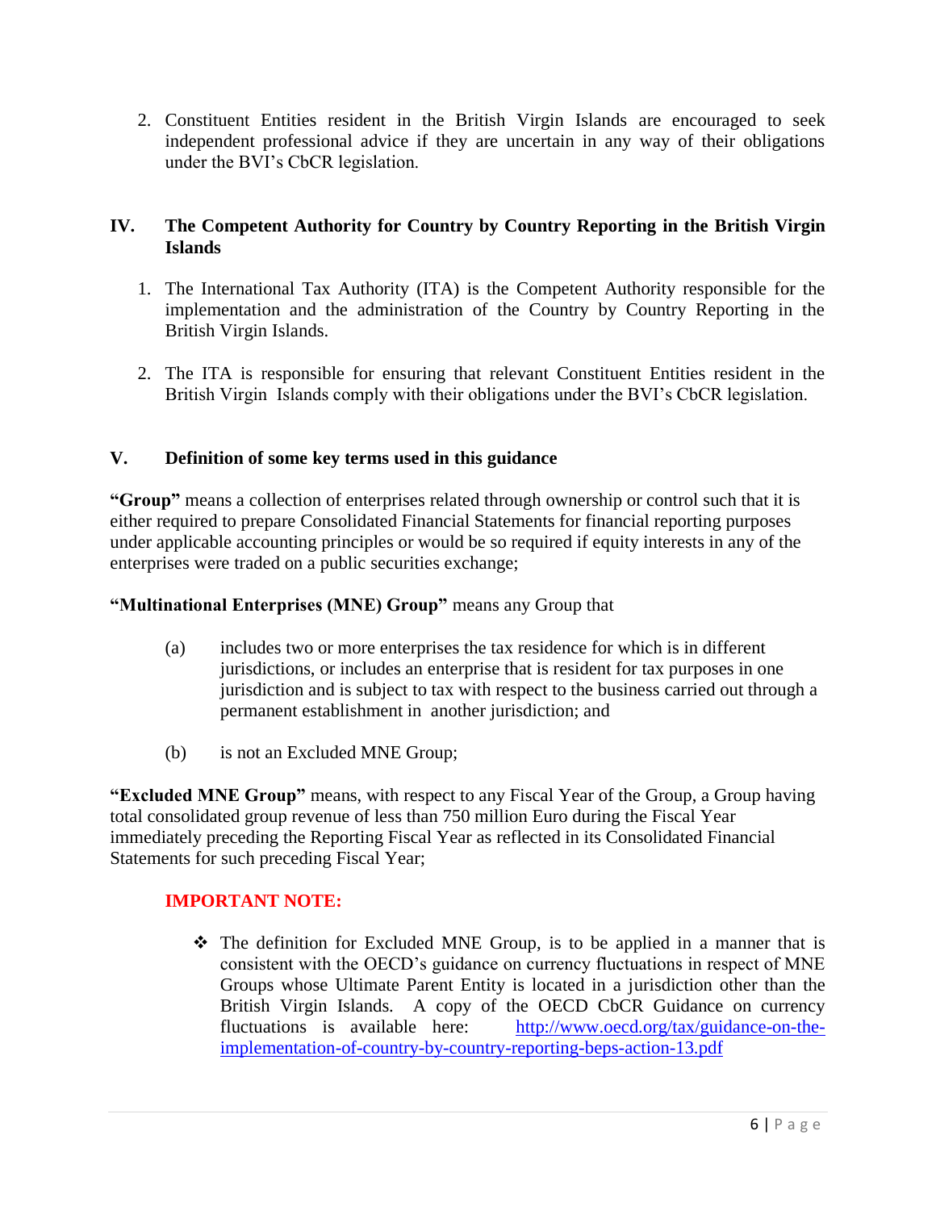2. Constituent Entities resident in the British Virgin Islands are encouraged to seek independent professional advice if they are uncertain in any way of their obligations under the BVI's CbCR legislation.

## IV. The Competent Authority for Country by Country Reporting in the British Virgin Islands

1. The International Tax Authority (ITA) is the Competent Authority responsible for the implementation and the administration of the Country by Country Reporting in the British Virgin Islands.

2. The ITA is responsible for ensuring that relevant Constituent Entities resident in the British Virgin Islands comply with their obligations under the BVI's CbCR legislation.

## V. Definition of some key terms used in this guidance

**"Group"** means a collection of enterprises related through ownership or control such that it is either required to prepare Consolidated Financial Statements for financial reporting purposes under applicable accounting principles or would be so required if equity interests in any of the enterprises were traded on a public securities exchange;

**"Multinational Enterprises (MNE) Group"** means any Group that

(a) includes two or more enterprises the tax residence for which is in different jurisdictions, or includes an enterprise that is resident for tax purposes in one jurisdiction and is subject to tax with respect to the business carried out through a permanent establishment in another jurisdiction; and

(b) is not an Excluded MNE Group;

**"Excluded MNE Group"** means, with respect to any Fiscal Year of the Group, a Group having total consolidated group revenue of less than 750 million Euro during the Fiscal Year immediately preceding the Reporting Fiscal Year as reflected in its Consolidated Financial Statements for such preceding Fiscal Year;

**IMPORTANT NOTE:**

- The definition for Excluded MNE Group, is to be applied in a manner that is consistent with the OECD's guidance on currency fluctuations in respect of MNE Groups whose Ultimate Parent Entity is located in a jurisdiction other than the British Virgin Islands. A copy of the OECD CbCR Guidance on currency fluctuations is available here: http://www.oecd.org/tax/guidance-on-the-implementation-of-country-by-country-reporting-beps-action-13.pdf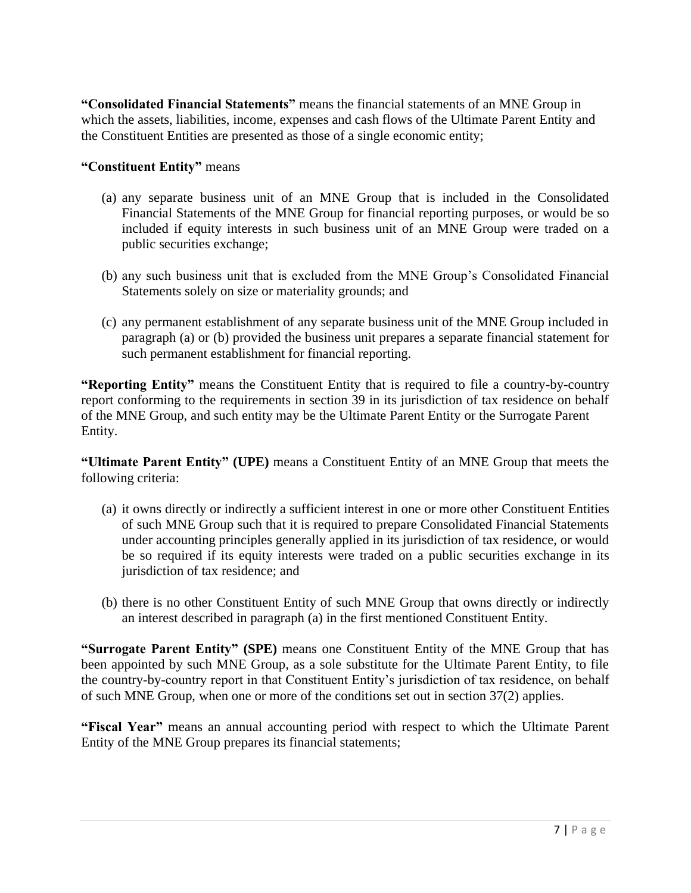**“Consolidated Financial Statements”** means the financial statements of an MNE Group in which the assets, liabilities, income, expenses and cash flows of the Ultimate Parent Entity and the Constituent Entities are presented as those of a single economic entity;

**“Constituent Entity”** means

(a) any separate business unit of an MNE Group that is included in the Consolidated Financial Statements of the MNE Group for financial reporting purposes, or would be so included if equity interests in such business unit of an MNE Group were traded on a public securities exchange;

(b) any such business unit that is excluded from the MNE Group’s Consolidated Financial Statements solely on size or materiality grounds; and

(c) any permanent establishment of any separate business unit of the MNE Group included in paragraph (a) or (b) provided the business unit prepares a separate financial statement for such permanent establishment for financial reporting.

**“Reporting Entity”** means the Constituent Entity that is required to file a country-by-country report conforming to the requirements in section 39 in its jurisdiction of tax residence on behalf of the MNE Group, and such entity may be the Ultimate Parent Entity or the Surrogate Parent Entity.

**“Ultimate Parent Entity” (UPE)** means a Constituent Entity of an MNE Group that meets the following criteria:

(a) it owns directly or indirectly a sufficient interest in one or more other Constituent Entities of such MNE Group such that it is required to prepare Consolidated Financial Statements under accounting principles generally applied in its jurisdiction of tax residence, or would be so required if its equity interests were traded on a public securities exchange in its jurisdiction of tax residence; and

(b) there is no other Constituent Entity of such MNE Group that owns directly or indirectly an interest described in paragraph (a) in the first mentioned Constituent Entity.

**“Surrogate Parent Entity” (SPE)** means one Constituent Entity of the MNE Group that has been appointed by such MNE Group, as a sole substitute for the Ultimate Parent Entity, to file the country-by-country report in that Constituent Entity’s jurisdiction of tax residence, on behalf of such MNE Group, when one or more of the conditions set out in section 37(2) applies.

**“Fiscal Year”** means an annual accounting period with respect to which the Ultimate Parent Entity of the MNE Group prepares its financial statements;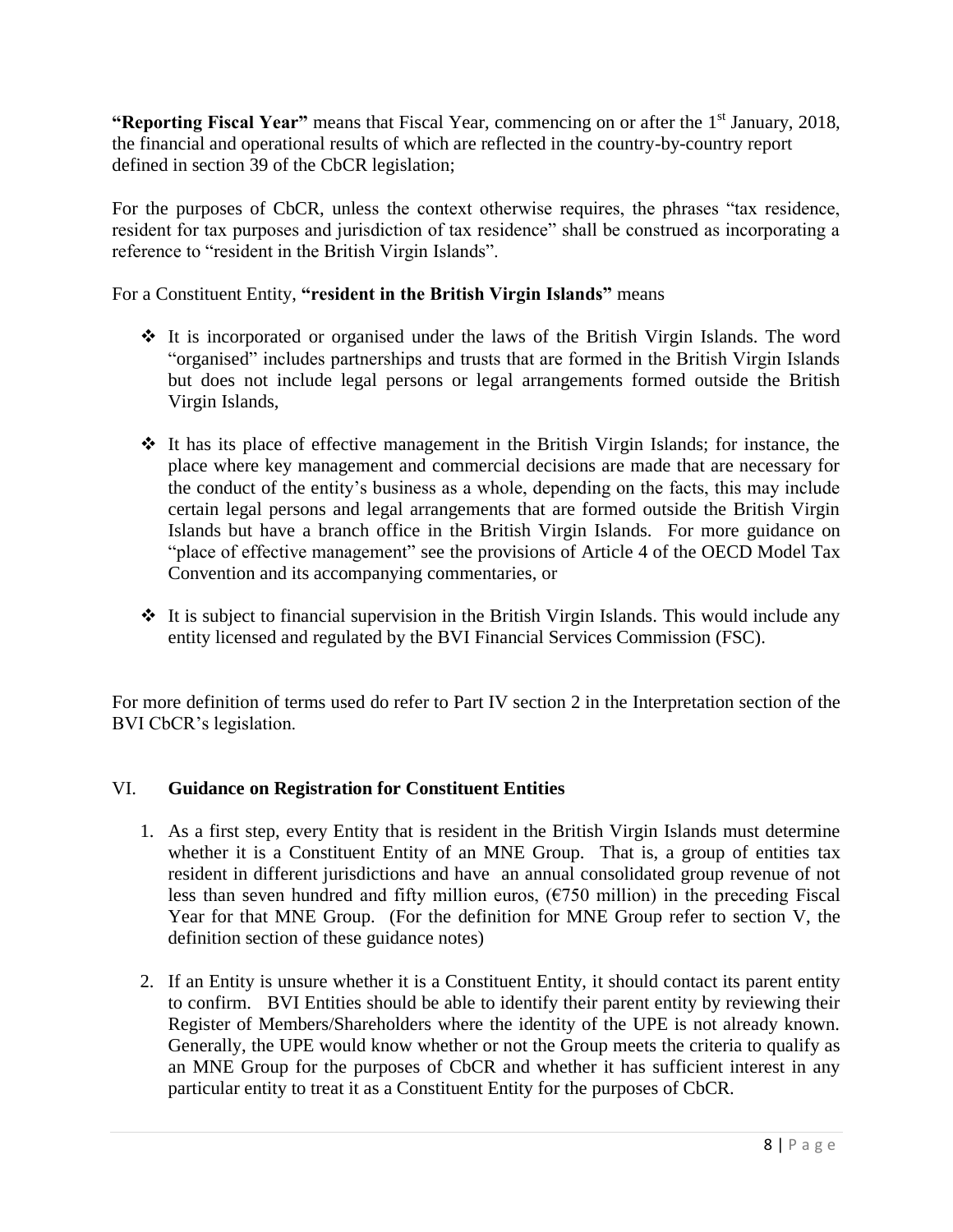**"Reporting Fiscal Year"** means that Fiscal Year, commencing on or after the 1st January, 2018, the financial and operational results of which are reflected in the country-by-country report defined in section 39 of the CbCR legislation;

For the purposes of CbCR, unless the context otherwise requires, the phrases "tax residence, resident for tax purposes and jurisdiction of tax residence" shall be construed as incorporating a reference to "resident in the British Virgin Islands".

For a Constituent Entity, **"resident in the British Virgin Islands"** means

- It is incorporated or organised under the laws of the British Virgin Islands. The word "organised" includes partnerships and trusts that are formed in the British Virgin Islands but does not include legal persons or legal arrangements formed outside the British Virgin Islands,

- It has its place of effective management in the British Virgin Islands; for instance, the place where key management and commercial decisions are made that are necessary for the conduct of the entity's business as a whole, depending on the facts, this may include certain legal persons and legal arrangements that are formed outside the British Virgin Islands but have a branch office in the British Virgin Islands. For more guidance on "place of effective management" see the provisions of Article 4 of the OECD Model Tax Convention and its accompanying commentaries, or

- It is subject to financial supervision in the British Virgin Islands. This would include any entity licensed and regulated by the BVI Financial Services Commission (FSC).

For more definition of terms used do refer to Part IV section 2 in the Interpretation section of the BVI CbCR's legislation.

## VI. Guidance on Registration for Constituent Entities

1. As a first step, every Entity that is resident in the British Virgin Islands must determine whether it is a Constituent Entity of an MNE Group. That is, a group of entities tax resident in different jurisdictions and have an annual consolidated group revenue of not less than seven hundred and fifty million euros, (€750 million) in the preceding Fiscal Year for that MNE Group. (For the definition for MNE Group refer to section V, the definition section of these guidance notes)

2. If an Entity is unsure whether it is a Constituent Entity, it should contact its parent entity to confirm. BVI Entities should be able to identify their parent entity by reviewing their Register of Members/Shareholders where the identity of the UPE is not already known. Generally, the UPE would know whether or not the Group meets the criteria to qualify as an MNE Group for the purposes of CbCR and whether it has sufficient interest in any particular entity to treat it as a Constituent Entity for the purposes of CbCR.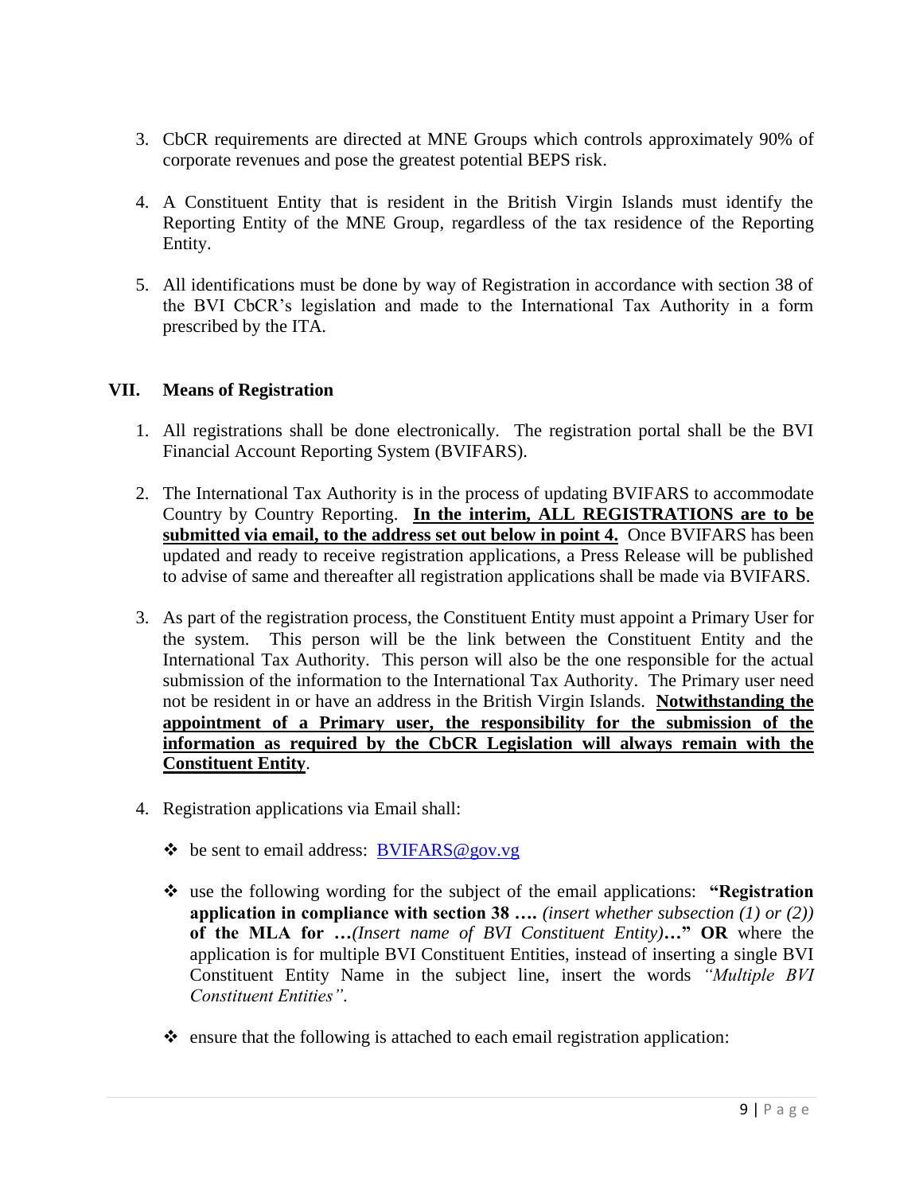3. CbCR requirements are directed at MNE Groups which controls approximately 90% of corporate revenues and pose the greatest potential BEPS risk.

4. A Constituent Entity that is resident in the British Virgin Islands must identify the Reporting Entity of the MNE Group, regardless of the tax residence of the Reporting Entity.

5. All identifications must be done by way of Registration in accordance with section 38 of the BVI CbCR's legislation and made to the International Tax Authority in a form prescribed by the ITA.

## VII. Means of Registration

1. All registrations shall be done electronically. The registration portal shall be the BVI Financial Account Reporting System (BVIFARS).

2. The International Tax Authority is in the process of updating BVIFARS to accommodate Country by Country Reporting. **<u>In the interim, ALL REGISTRATIONS are to be submitted via email, to the address set out below in point 4.</u>** Once BVIFARS has been updated and ready to receive registration applications, a Press Release will be published to advise of same and thereafter all registration applications shall be made via BVIFARS.

3. As part of the registration process, the Constituent Entity must appoint a Primary User for the system. This person will be the link between the Constituent Entity and the International Tax Authority. This person will also be the one responsible for the actual submission of the information to the International Tax Authority. The Primary user need not be resident in or have an address in the British Virgin Islands. **<u>Notwithstanding the appointment of a Primary user, the responsibility for the submission of the information as required by the CbCR Legislation will always remain with the Constituent Entity</u>**.

4. Registration applications via Email shall:

   - be sent to email address: [BVIFARS@gov.vg](mailto:BVIFARS@gov.vg)

   - use the following wording for the subject of the email applications: **"Registration application in compliance with section 38 ….** *(insert whether subsection (1) or (2))* **of the MLA for …***(Insert name of BVI Constituent Entity)***…" OR** where the application is for multiple BVI Constituent Entities, instead of inserting a single BVI Constituent Entity Name in the subject line, insert the words *"Multiple BVI Constituent Entities"*.

   - ensure that the following is attached to each email registration application: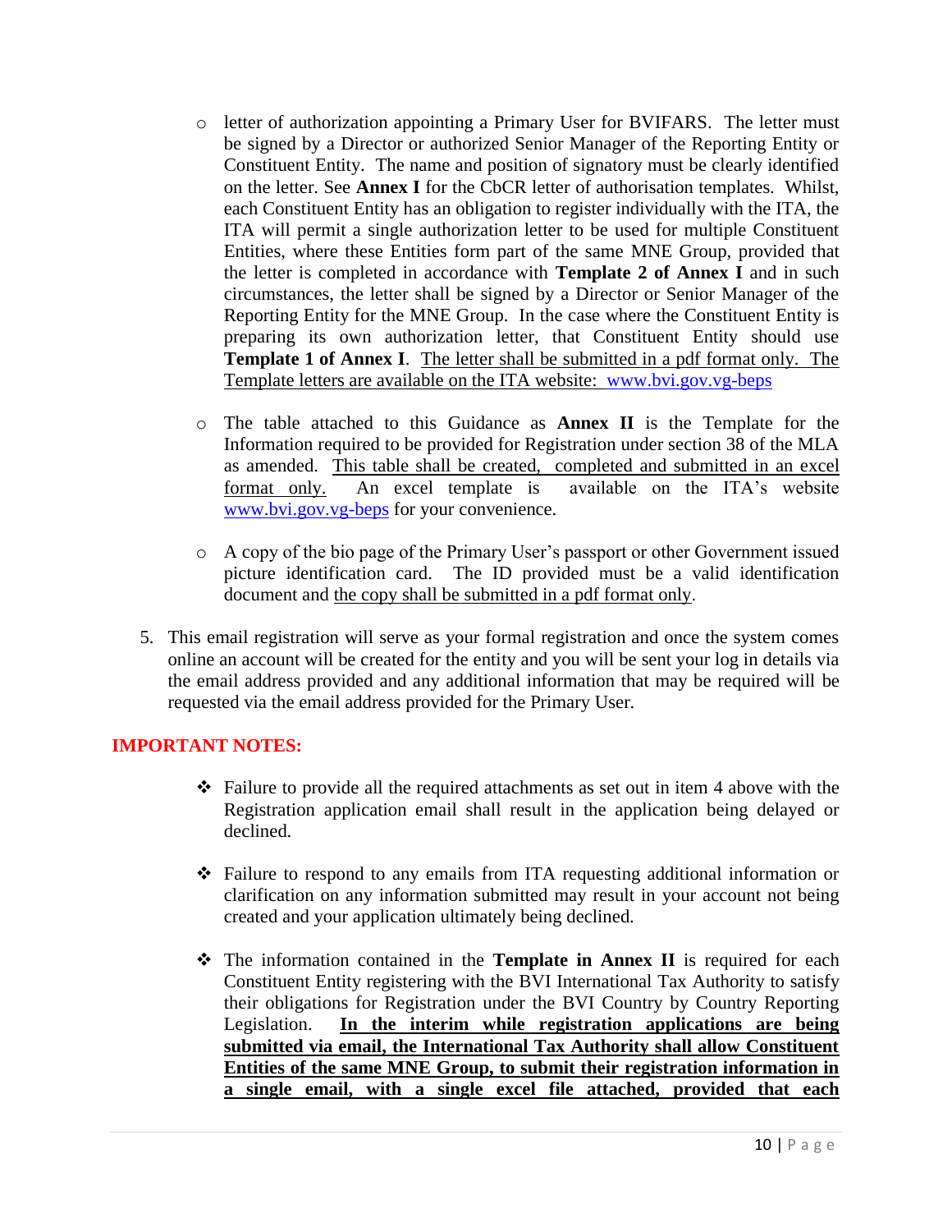- letter of authorization appointing a Primary User for BVIFARS. The letter must be signed by a Director or authorized Senior Manager of the Reporting Entity or Constituent Entity. The name and position of signatory must be clearly identified on the letter. See **Annex I** for the CbCR letter of authorisation templates. Whilst, each Constituent Entity has an obligation to register individually with the ITA, the ITA will permit a single authorization letter to be used for multiple Constituent Entities, where these Entities form part of the same MNE Group, provided that the letter is completed in accordance with **Template 2 of Annex I** and in such circumstances, the letter shall be signed by a Director or Senior Manager of the Reporting Entity for the MNE Group. In the case where the Constituent Entity is preparing its own authorization letter, that Constituent Entity should use **Template 1 of Annex I**. The letter shall be submitted in a pdf format only. The Template letters are available on the ITA website: www.bvi.gov.vg-beps

- The table attached to this Guidance as **Annex II** is the Template for the Information required to be provided for Registration under section 38 of the MLA as amended. This table shall be created, completed and submitted in an excel format only. An excel template is available on the ITA's website www.bvi.gov.vg-beps for your convenience.

- A copy of the bio page of the Primary User's passport or other Government issued picture identification card. The ID provided must be a valid identification document and the copy shall be submitted in a pdf format only.

5. This email registration will serve as your formal registration and once the system comes online an account will be created for the entity and you will be sent your log in details via the email address provided and any additional information that may be required will be requested via the email address provided for the Primary User.

## IMPORTANT NOTES:

- ❖ Failure to provide all the required attachments as set out in item 4 above with the Registration application email shall result in the application being delayed or declined.

- ❖ Failure to respond to any emails from ITA requesting additional information or clarification on any information submitted may result in your account not being created and your application ultimately being declined.

- ❖ The information contained in the **Template in Annex II** is required for each Constituent Entity registering with the BVI International Tax Authority to satisfy their obligations for Registration under the BVI Country by Country Reporting Legislation. **In the interim while registration applications are being submitted via email, the International Tax Authority shall allow Constituent Entities of the same MNE Group, to submit their registration information in a single email, with a single excel file attached, provided that each**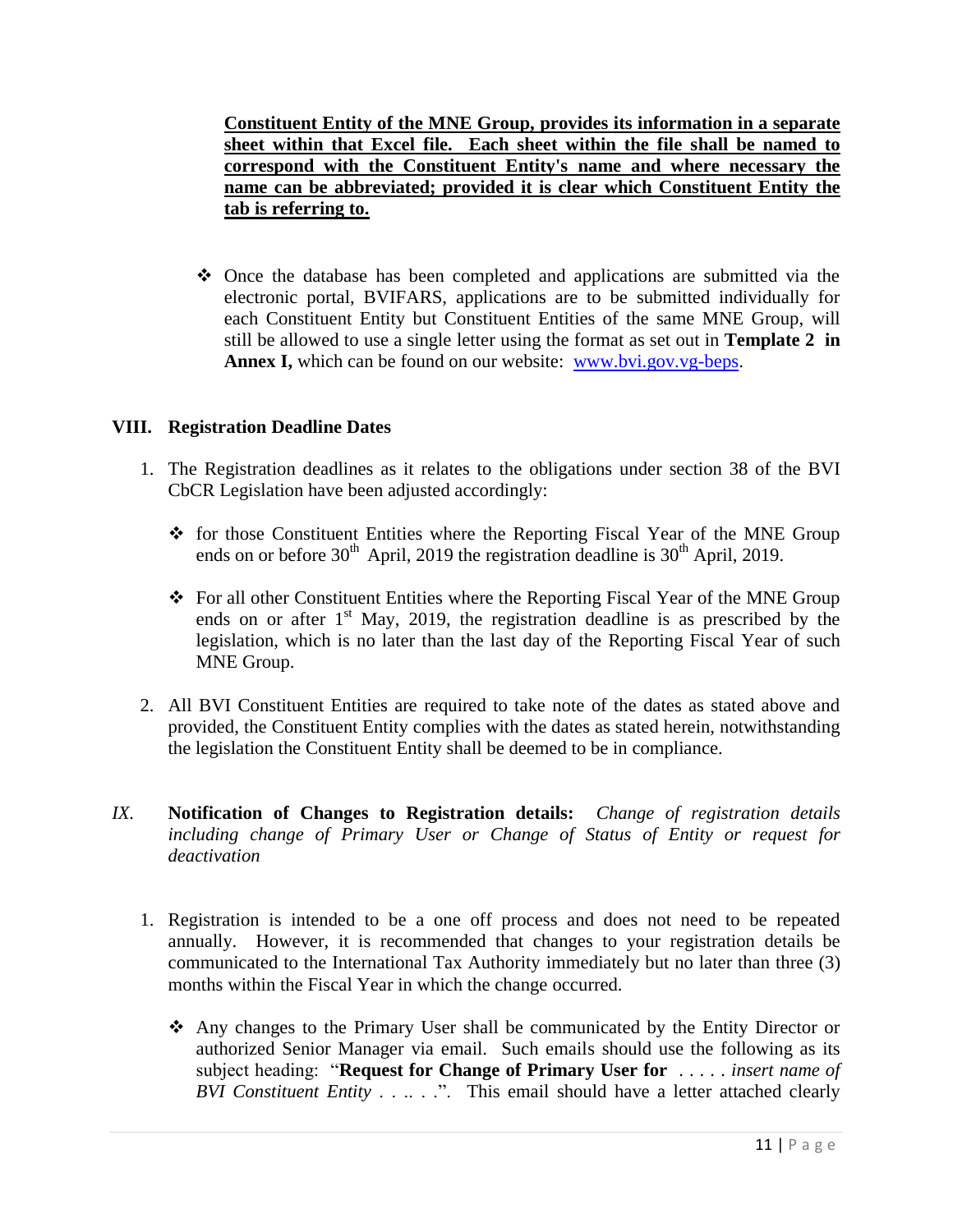**<u>Constituent Entity of the MNE Group, provides its information in a separate sheet within that Excel file. Each sheet within the file shall be named to correspond with the Constituent Entity's name and where necessary the name can be abbreviated; provided it is clear which Constituent Entity the tab is referring to.</u>**

- Once the database has been completed and applications are submitted via the electronic portal, BVIFARS, applications are to be submitted individually for each Constituent Entity but Constituent Entities of the same MNE Group, will still be allowed to use a single letter using the format as set out in **Template 2 in Annex I,** which can be found on our website: [www.bvi.gov.vg-beps](www.bvi.gov.vg-beps).

## VIII. Registration Deadline Dates

1. The Registration deadlines as it relates to the obligations under section 38 of the BVI CbCR Legislation have been adjusted accordingly:

   - for those Constituent Entities where the Reporting Fiscal Year of the MNE Group ends on or before 30th April, 2019 the registration deadline is 30th April, 2019.

   - For all other Constituent Entities where the Reporting Fiscal Year of the MNE Group ends on or after 1st May, 2019, the registration deadline is as prescribed by the legislation, which is no later than the last day of the Reporting Fiscal Year of such MNE Group.

2. All BVI Constituent Entities are required to take note of the dates as stated above and provided, the Constituent Entity complies with the dates as stated herein, notwithstanding the legislation the Constituent Entity shall be deemed to be in compliance.

## *IX.* Notification of Changes to Registration details: *Change of registration details including change of Primary User or Change of Status of Entity or request for deactivation*

1. Registration is intended to be a one off process and does not need to be repeated annually. However, it is recommended that changes to your registration details be communicated to the International Tax Authority immediately but no later than three (3) months within the Fiscal Year in which the change occurred.

   - Any changes to the Primary User shall be communicated by the Entity Director or authorized Senior Manager via email. Such emails should use the following as its subject heading: "**Request for Change of Primary User for** . . . . . *insert name of BVI Constituent Entity* . . .. . .". This email should have a letter attached clearly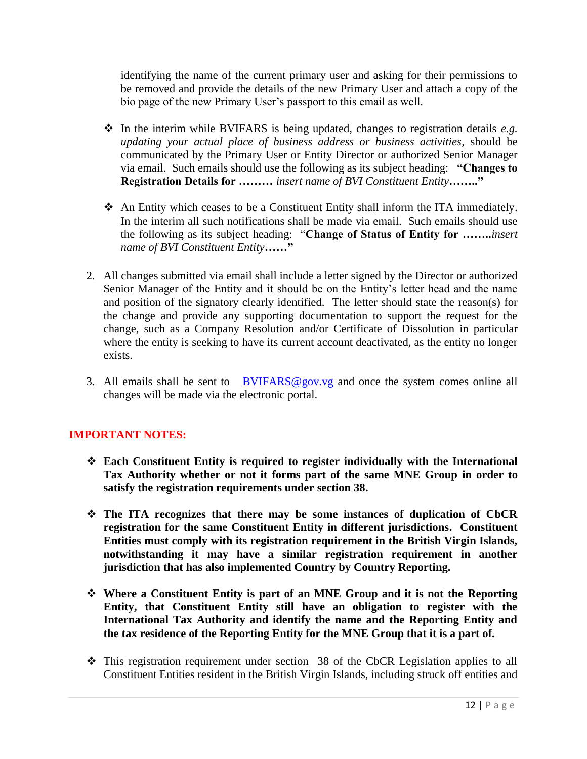identifying the name of the current primary user and asking for their permissions to be removed and provide the details of the new Primary User and attach a copy of the bio page of the new Primary User's passport to this email as well.

- In the interim while BVIFARS is being updated, changes to registration details *e.g. updating your actual place of business address or business activities*, should be communicated by the Primary User or Entity Director or authorized Senior Manager via email. Such emails should use the following as its subject heading: **"Changes to Registration Details for ………** *insert name of BVI Constituent Entity***……..."**

- An Entity which ceases to be a Constituent Entity shall inform the ITA immediately. In the interim all such notifications shall be made via email. Such emails should use the following as its subject heading: "**Change of Status of Entity for ……..***insert name of BVI Constituent Entity***……"**

2. All changes submitted via email shall include a letter signed by the Director or authorized Senior Manager of the Entity and it should be on the Entity's letter head and the name and position of the signatory clearly identified. The letter should state the reason(s) for the change and provide any supporting documentation to support the request for the change, such as a Company Resolution and/or Certificate of Dissolution in particular where the entity is seeking to have its current account deactivated, as the entity no longer exists.

3. All emails shall be sent to [BVIFARS@gov.vg](mailto:BVIFARS@gov.vg) and once the system comes online all changes will be made via the electronic portal.

## IMPORTANT NOTES:

- **Each Constituent Entity is required to register individually with the International Tax Authority whether or not it forms part of the same MNE Group in order to satisfy the registration requirements under section 38.**

- **The ITA recognizes that there may be some instances of duplication of CbCR registration for the same Constituent Entity in different jurisdictions. Constituent Entities must comply with its registration requirement in the British Virgin Islands, notwithstanding it may have a similar registration requirement in another jurisdiction that has also implemented Country by Country Reporting.**

- **Where a Constituent Entity is part of an MNE Group and it is not the Reporting Entity, that Constituent Entity still have an obligation to register with the International Tax Authority and identify the name and the Reporting Entity and the tax residence of the Reporting Entity for the MNE Group that it is a part of.**

- This registration requirement under section 38 of the CbCR Legislation applies to all Constituent Entities resident in the British Virgin Islands, including struck off entities and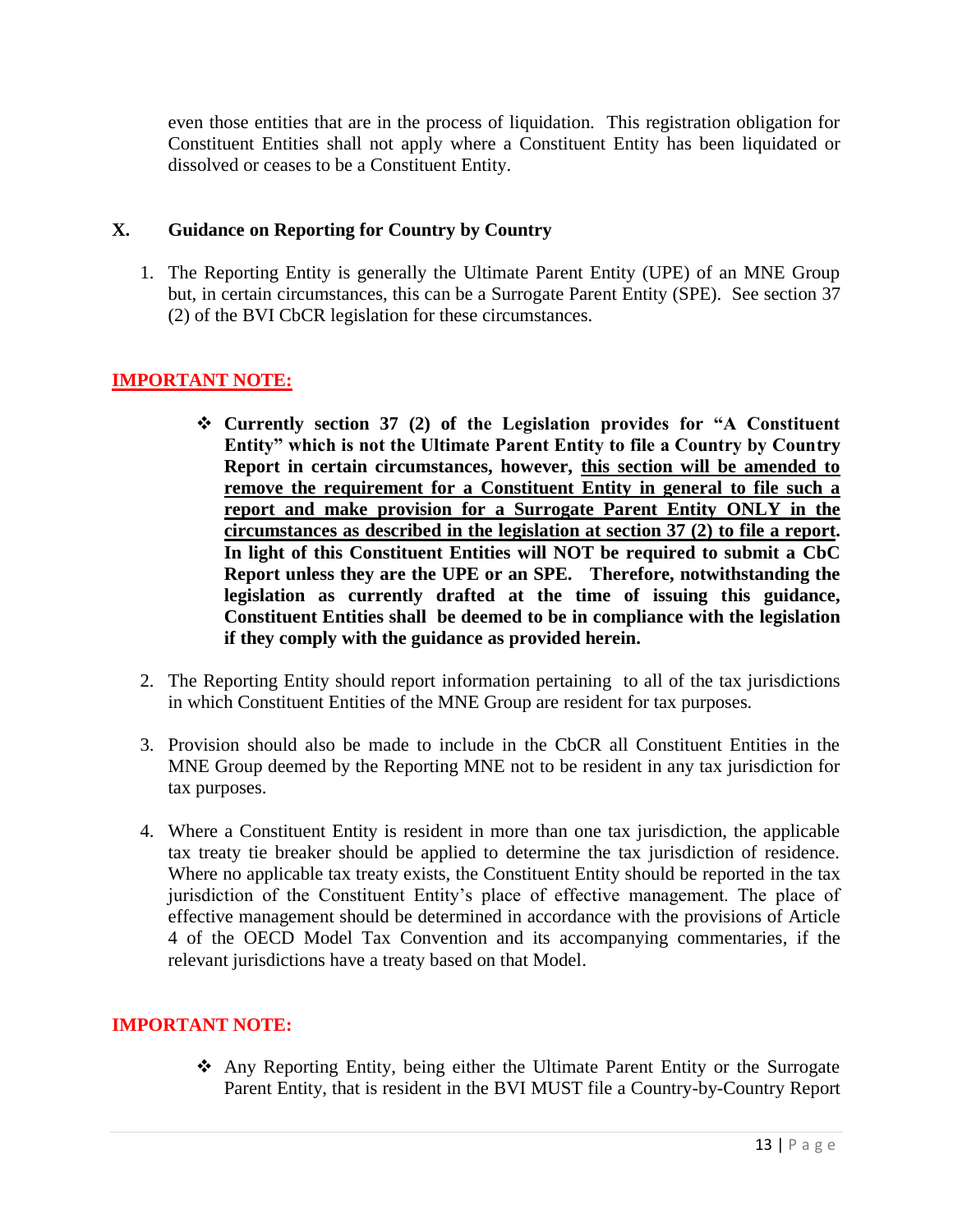even those entities that are in the process of liquidation. This registration obligation for Constituent Entities shall not apply where a Constituent Entity has been liquidated or dissolved or ceases to be a Constituent Entity.

## X. Guidance on Reporting for Country by Country

1. The Reporting Entity is generally the Ultimate Parent Entity (UPE) of an MNE Group but, in certain circumstances, this can be a Surrogate Parent Entity (SPE). See section 37 (2) of the BVI CbCR legislation for these circumstances.

**IMPORTANT NOTE:**

- **Currently section 37 (2) of the Legislation provides for "A Constituent Entity" which is not the Ultimate Parent Entity to file a Country by Country Report in certain circumstances, however, <u>this section will be amended to remove the requirement for a Constituent Entity in general to file such a report and make provision for a Surrogate Parent Entity ONLY in the circumstances as described in the legislation at section 37 (2) to file a report</u>. In light of this Constituent Entities will NOT be required to submit a CbC Report unless they are the UPE or an SPE. Therefore, notwithstanding the legislation as currently drafted at the time of issuing this guidance, Constituent Entities shall be deemed to be in compliance with the legislation if they comply with the guidance as provided herein.**

2. The Reporting Entity should report information pertaining to all of the tax jurisdictions in which Constituent Entities of the MNE Group are resident for tax purposes.

3. Provision should also be made to include in the CbCR all Constituent Entities in the MNE Group deemed by the Reporting MNE not to be resident in any tax jurisdiction for tax purposes.

4. Where a Constituent Entity is resident in more than one tax jurisdiction, the applicable tax treaty tie breaker should be applied to determine the tax jurisdiction of residence. Where no applicable tax treaty exists, the Constituent Entity should be reported in the tax jurisdiction of the Constituent Entity's place of effective management. The place of effective management should be determined in accordance with the provisions of Article 4 of the OECD Model Tax Convention and its accompanying commentaries, if the relevant jurisdictions have a treaty based on that Model.

**IMPORTANT NOTE:**

- Any Reporting Entity, being either the Ultimate Parent Entity or the Surrogate Parent Entity, that is resident in the BVI MUST file a Country-by-Country Report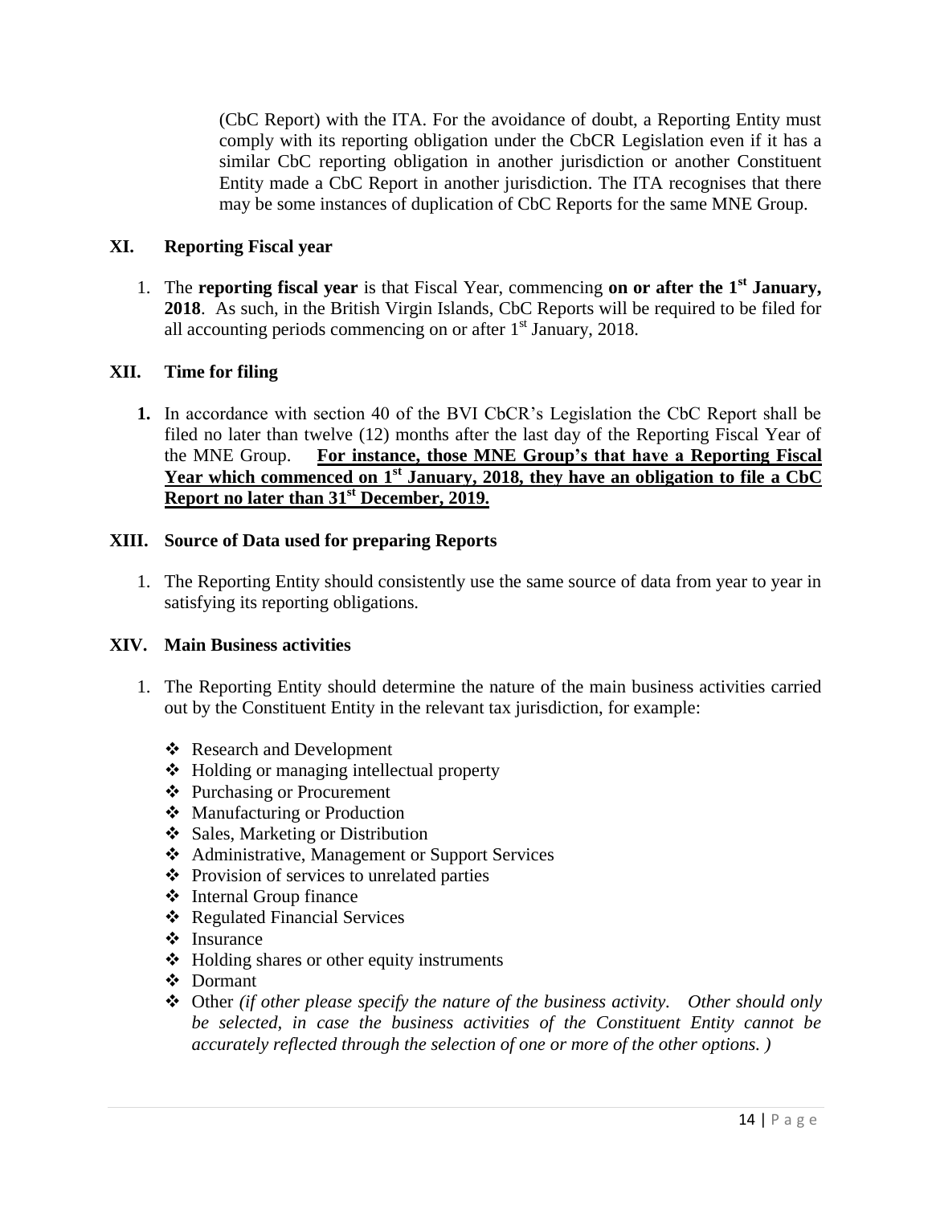(CbC Report) with the ITA. For the avoidance of doubt, a Reporting Entity must comply with its reporting obligation under the CbCR Legislation even if it has a similar CbC reporting obligation in another jurisdiction or another Constituent Entity made a CbC Report in another jurisdiction. The ITA recognises that there may be some instances of duplication of CbC Reports for the same MNE Group.

## XI. Reporting Fiscal year

1. The **reporting fiscal year** is that Fiscal Year, commencing **on or after the 1st January, 2018**. As such, in the British Virgin Islands, CbC Reports will be required to be filed for all accounting periods commencing on or after 1st January, 2018.

## XII. Time for filing

1. In accordance with section 40 of the BVI CbCR's Legislation the CbC Report shall be filed no later than twelve (12) months after the last day of the Reporting Fiscal Year of the MNE Group. **For instance, those MNE Group's that have a Reporting Fiscal Year which commenced on 1st January, 2018, they have an obligation to file a CbC Report no later than 31st December, 2019.**

## XIII. Source of Data used for preparing Reports

1. The Reporting Entity should consistently use the same source of data from year to year in satisfying its reporting obligations.

## XIV. Main Business activities

1. The Reporting Entity should determine the nature of the main business activities carried out by the Constituent Entity in the relevant tax jurisdiction, for example:

   - Research and Development
   - Holding or managing intellectual property
   - Purchasing or Procurement
   - Manufacturing or Production
   - Sales, Marketing or Distribution
   - Administrative, Management or Support Services
   - Provision of services to unrelated parties
   - Internal Group finance
   - Regulated Financial Services
   - Insurance
   - Holding shares or other equity instruments
   - Dormant
   - Other *(if other please specify the nature of the business activity. Other should only be selected, in case the business activities of the Constituent Entity cannot be accurately reflected through the selection of one or more of the other options. )*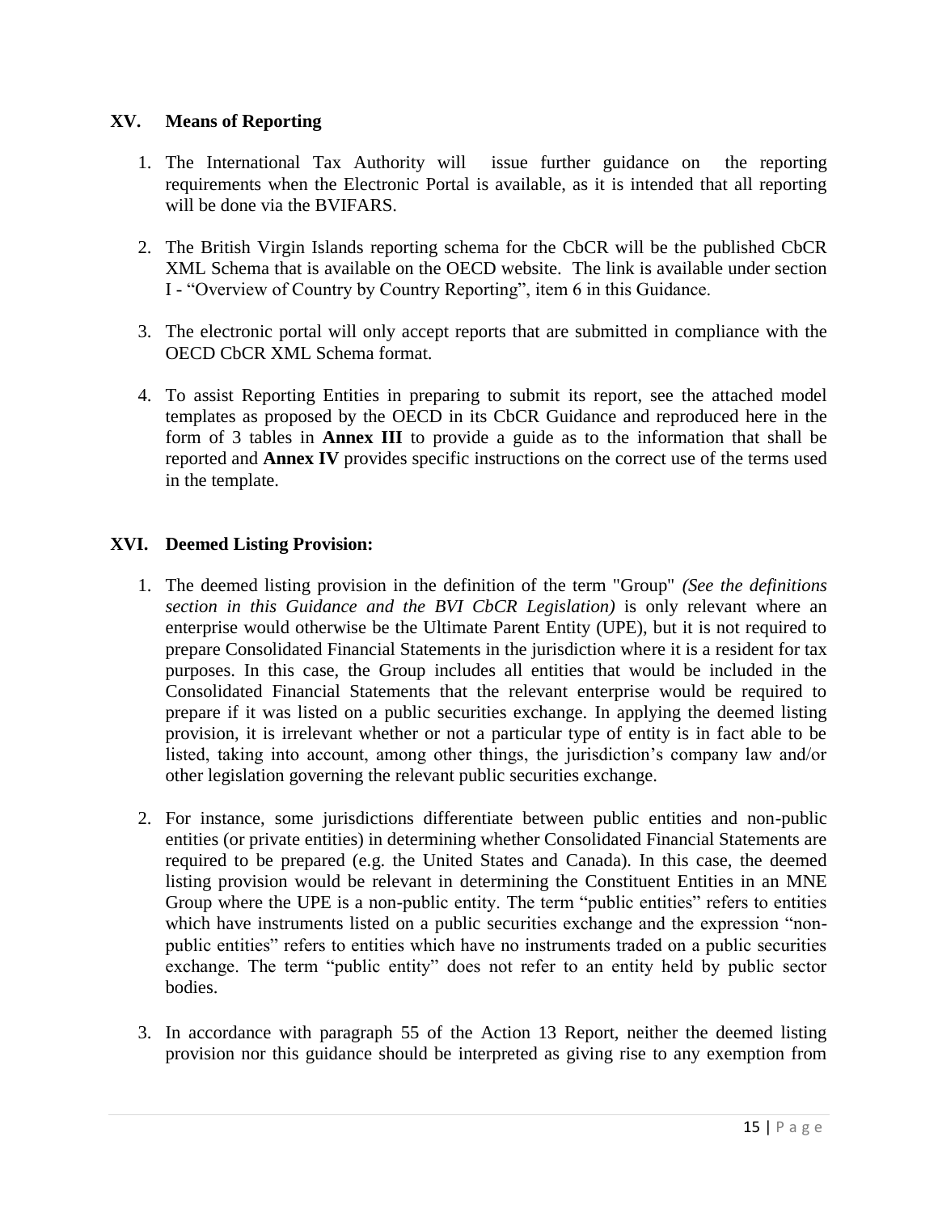## XV. Means of Reporting

1. The International Tax Authority will issue further guidance on the reporting requirements when the Electronic Portal is available, as it is intended that all reporting will be done via the BVIFARS.

2. The British Virgin Islands reporting schema for the CbCR will be the published CbCR XML Schema that is available on the OECD website. The link is available under section I - "Overview of Country by Country Reporting", item 6 in this Guidance.

3. The electronic portal will only accept reports that are submitted in compliance with the OECD CbCR XML Schema format.

4. To assist Reporting Entities in preparing to submit its report, see the attached model templates as proposed by the OECD in its CbCR Guidance and reproduced here in the form of 3 tables in **Annex III** to provide a guide as to the information that shall be reported and **Annex IV** provides specific instructions on the correct use of the terms used in the template.

## XVI. Deemed Listing Provision:

1. The deemed listing provision in the definition of the term "Group" *(See the definitions section in this Guidance and the BVI CbCR Legislation)* is only relevant where an enterprise would otherwise be the Ultimate Parent Entity (UPE), but it is not required to prepare Consolidated Financial Statements in the jurisdiction where it is a resident for tax purposes. In this case, the Group includes all entities that would be included in the Consolidated Financial Statements that the relevant enterprise would be required to prepare if it was listed on a public securities exchange. In applying the deemed listing provision, it is irrelevant whether or not a particular type of entity is in fact able to be listed, taking into account, among other things, the jurisdiction's company law and/or other legislation governing the relevant public securities exchange.

2. For instance, some jurisdictions differentiate between public entities and non-public entities (or private entities) in determining whether Consolidated Financial Statements are required to be prepared (e.g. the United States and Canada). In this case, the deemed listing provision would be relevant in determining the Constituent Entities in an MNE Group where the UPE is a non-public entity. The term "public entities" refers to entities which have instruments listed on a public securities exchange and the expression "non-public entities" refers to entities which have no instruments traded on a public securities exchange. The term "public entity" does not refer to an entity held by public sector bodies.

3. In accordance with paragraph 55 of the Action 13 Report, neither the deemed listing provision nor this guidance should be interpreted as giving rise to any exemption from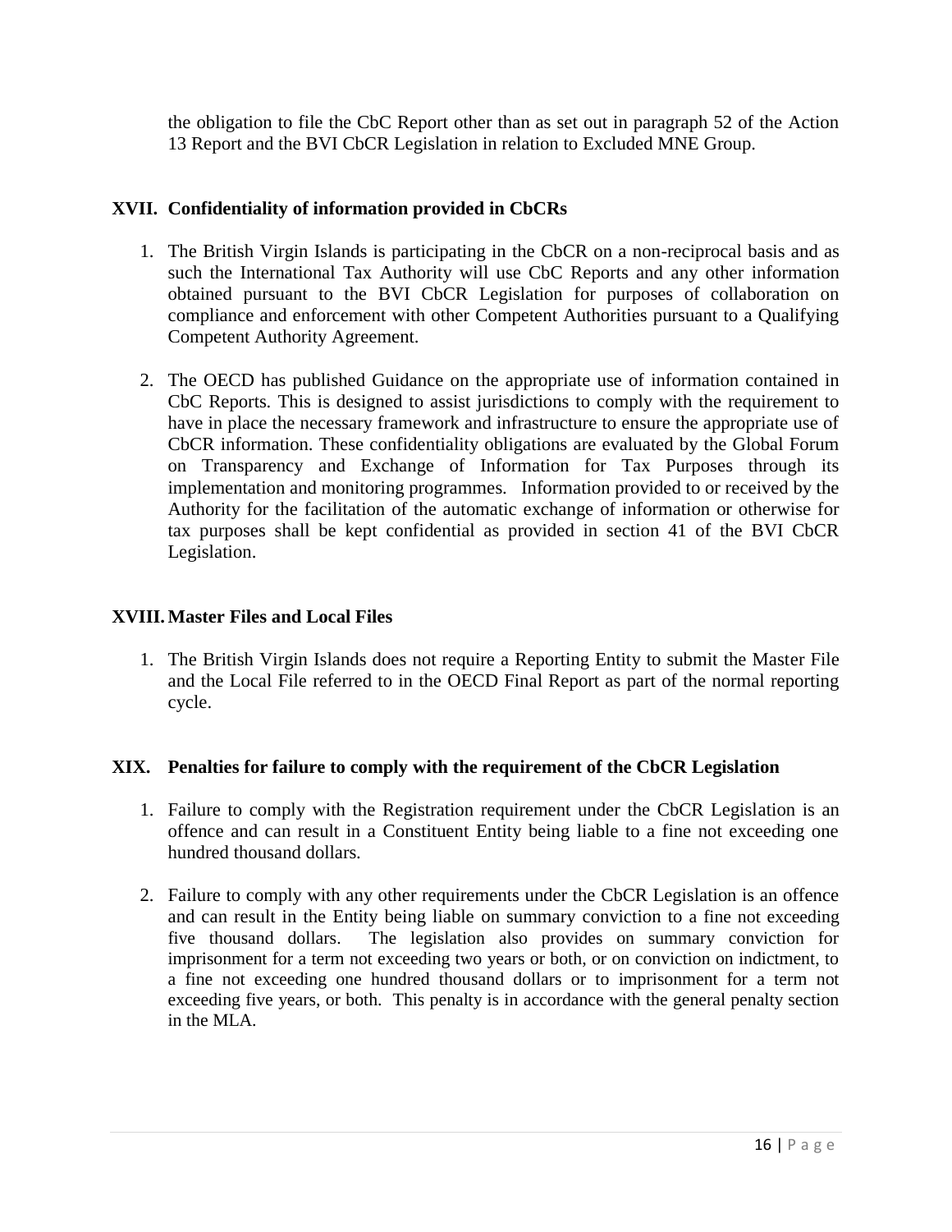the obligation to file the CbC Report other than as set out in paragraph 52 of the Action 13 Report and the BVI CbCR Legislation in relation to Excluded MNE Group.

## XVII. Confidentiality of information provided in CbCRs

1. The British Virgin Islands is participating in the CbCR on a non-reciprocal basis and as such the International Tax Authority will use CbC Reports and any other information obtained pursuant to the BVI CbCR Legislation for purposes of collaboration on compliance and enforcement with other Competent Authorities pursuant to a Qualifying Competent Authority Agreement.

2. The OECD has published Guidance on the appropriate use of information contained in CbC Reports. This is designed to assist jurisdictions to comply with the requirement to have in place the necessary framework and infrastructure to ensure the appropriate use of CbCR information. These confidentiality obligations are evaluated by the Global Forum on Transparency and Exchange of Information for Tax Purposes through its implementation and monitoring programmes. Information provided to or received by the Authority for the facilitation of the automatic exchange of information or otherwise for tax purposes shall be kept confidential as provided in section 41 of the BVI CbCR Legislation.

## XVIII. Master Files and Local Files

1. The British Virgin Islands does not require a Reporting Entity to submit the Master File and the Local File referred to in the OECD Final Report as part of the normal reporting cycle.

## XIX. Penalties for failure to comply with the requirement of the CbCR Legislation

1. Failure to comply with the Registration requirement under the CbCR Legislation is an offence and can result in a Constituent Entity being liable to a fine not exceeding one hundred thousand dollars.

2. Failure to comply with any other requirements under the CbCR Legislation is an offence and can result in the Entity being liable on summary conviction to a fine not exceeding five thousand dollars. The legislation also provides on summary conviction for imprisonment for a term not exceeding two years or both, or on conviction on indictment, to a fine not exceeding one hundred thousand dollars or to imprisonment for a term not exceeding five years, or both. This penalty is in accordance with the general penalty section in the MLA.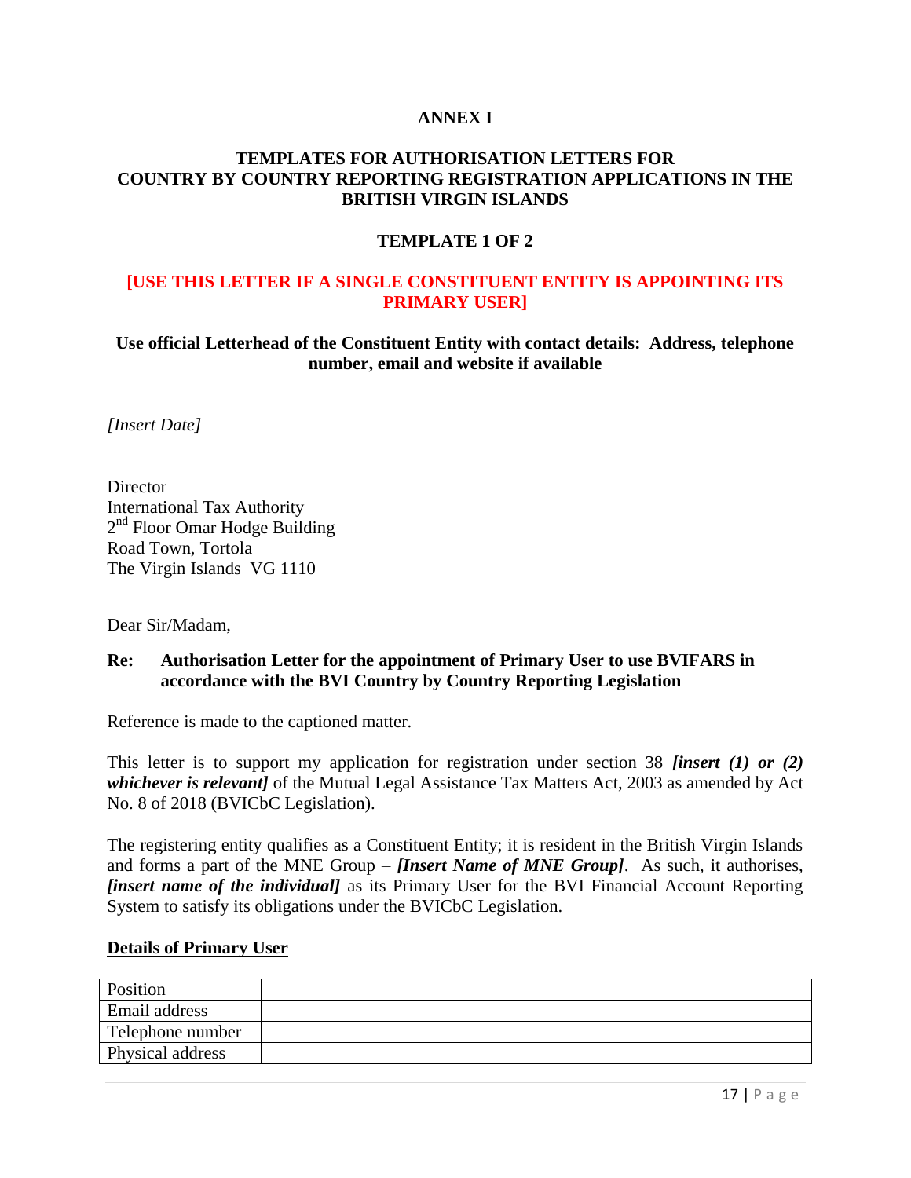# ANNEX I

## TEMPLATES FOR AUTHORISATION LETTERS FOR COUNTRY BY COUNTRY REPORTING REGISTRATION APPLICATIONS IN THE BRITISH VIRGIN ISLANDS

### TEMPLATE 1 OF 2

**[USE THIS LETTER IF A SINGLE CONSTITUENT ENTITY IS APPOINTING ITS PRIMARY USER]**

**Use official Letterhead of the Constituent Entity with contact details: Address, telephone number, email and website if available**

*[Insert Date]*

Director
International Tax Authority
2nd Floor Omar Hodge Building
Road Town, Tortola
The Virgin Islands VG 1110

Dear Sir/Madam,

**Re: Authorisation Letter for the appointment of Primary User to use BVIFARS in accordance with the BVI Country by Country Reporting Legislation**

Reference is made to the captioned matter.

This letter is to support my application for registration under section 38 ***[insert (1) or (2) whichever is relevant]*** of the Mutual Legal Assistance Tax Matters Act, 2003 as amended by Act No. 8 of 2018 (BVICbC Legislation).

The registering entity qualifies as a Constituent Entity; it is resident in the British Virgin Islands and forms a part of the MNE Group – ***[Insert Name of MNE Group]***. As such, it authorises, ***[insert name of the individual]*** as its Primary User for the BVI Financial Account Reporting System to satisfy its obligations under the BVICbC Legislation.

**Details of Primary User**

| | |
|---|---|
| Position | |
| Email address | |
| Telephone number | |
| Physical address | |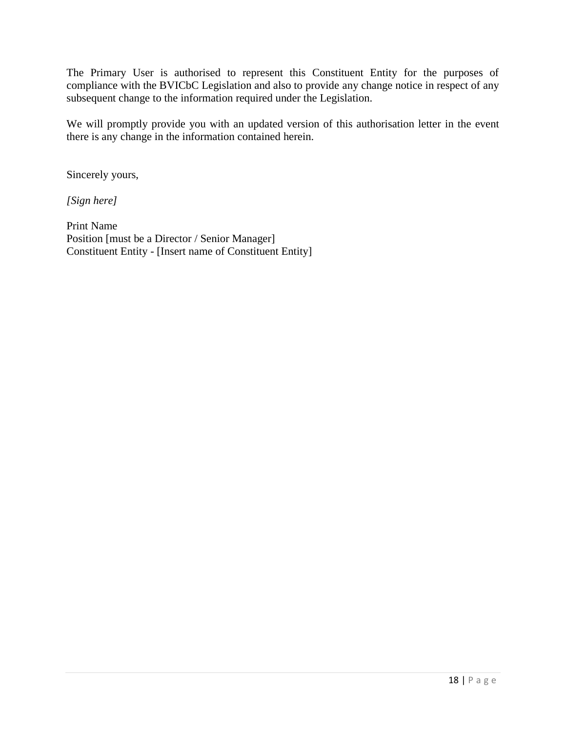The Primary User is authorised to represent this Constituent Entity for the purposes of compliance with the BVICbC Legislation and also to provide any change notice in respect of any subsequent change to the information required under the Legislation.

We will promptly provide you with an updated version of this authorisation letter in the event there is any change in the information contained herein.

Sincerely yours,

*[Sign here]*

Print Name
Position [must be a Director / Senior Manager]
Constituent Entity - [Insert name of Constituent Entity]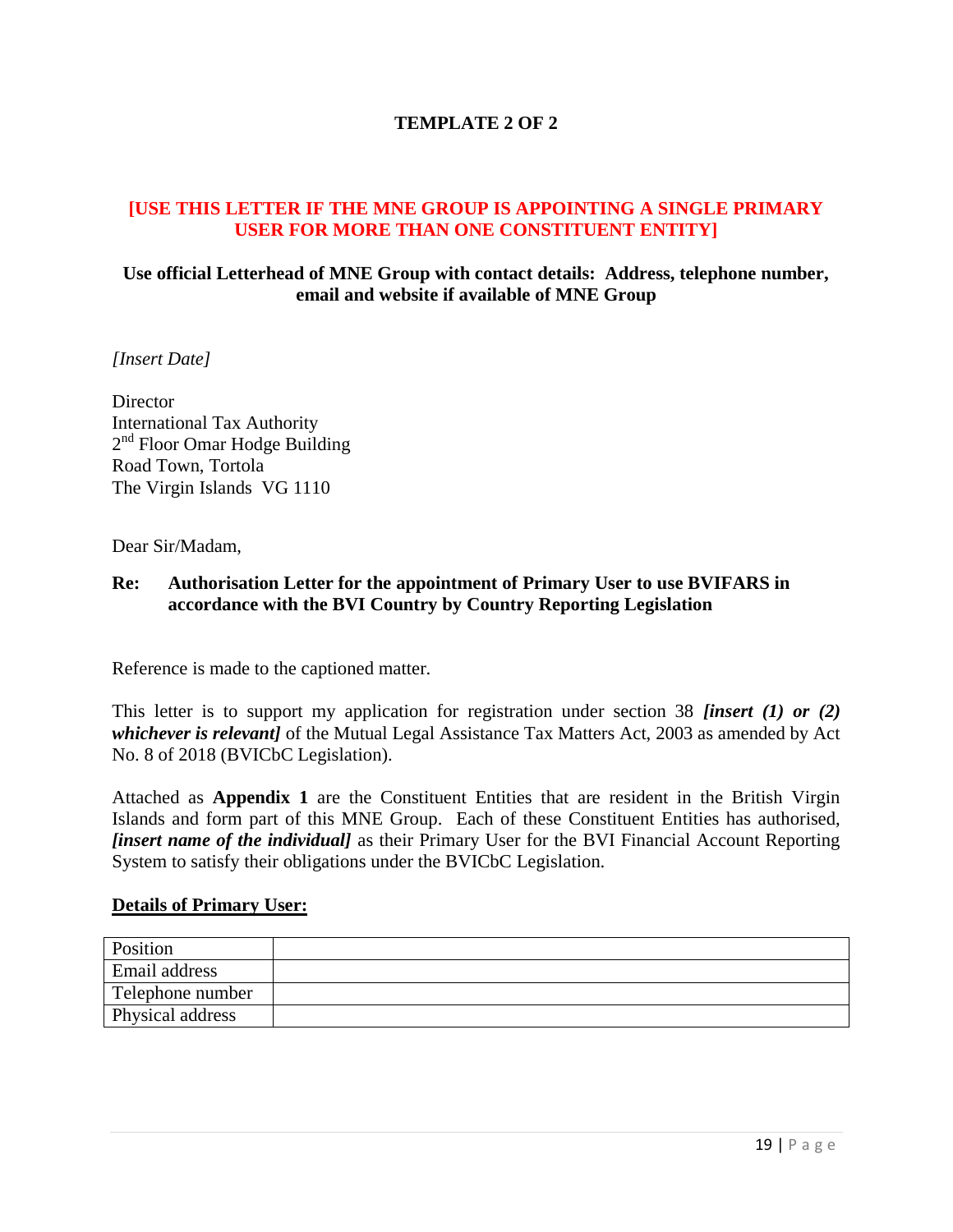**TEMPLATE 2 OF 2**

**[USE THIS LETTER IF THE MNE GROUP IS APPOINTING A SINGLE PRIMARY USER FOR MORE THAN ONE CONSTITUENT ENTITY]**

**Use official Letterhead of MNE Group with contact details: Address, telephone number, email and website if available of MNE Group**

*[Insert Date]*

Director
International Tax Authority
2nd Floor Omar Hodge Building
Road Town, Tortola
The Virgin Islands VG 1110

Dear Sir/Madam,

**Re: Authorisation Letter for the appointment of Primary User to use BVIFARS in accordance with the BVI Country by Country Reporting Legislation**

Reference is made to the captioned matter.

This letter is to support my application for registration under section 38 ***[insert (1) or (2) whichever is relevant]*** of the Mutual Legal Assistance Tax Matters Act, 2003 as amended by Act No. 8 of 2018 (BVICbC Legislation).

Attached as **Appendix 1** are the Constituent Entities that are resident in the British Virgin Islands and form part of this MNE Group. Each of these Constituent Entities has authorised, ***[insert name of the individual]*** as their Primary User for the BVI Financial Account Reporting System to satisfy their obligations under the BVICbC Legislation.

**Details of Primary User:**

| Position | |
|---|---|
| Email address | |
| Telephone number | |
| Physical address | |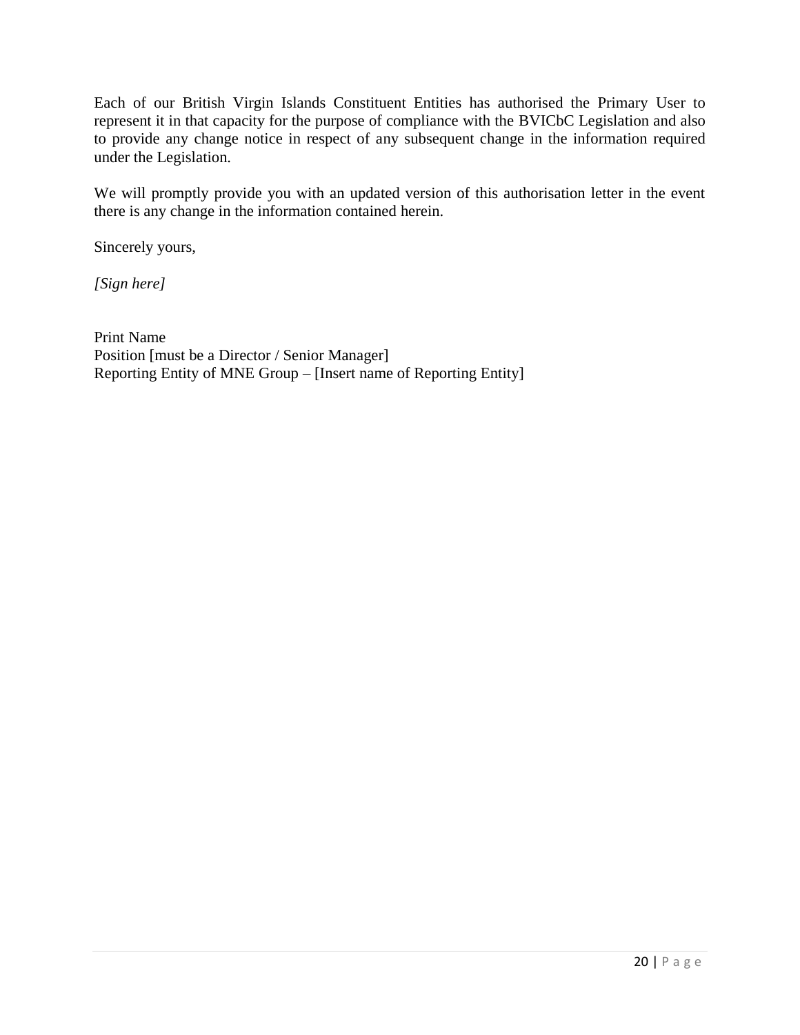Each of our British Virgin Islands Constituent Entities has authorised the Primary User to represent it in that capacity for the purpose of compliance with the BVICbC Legislation and also to provide any change notice in respect of any subsequent change in the information required under the Legislation.

We will promptly provide you with an updated version of this authorisation letter in the event there is any change in the information contained herein.

Sincerely yours,

*[Sign here]*

Print Name
Position [must be a Director / Senior Manager]
Reporting Entity of MNE Group – [Insert name of Reporting Entity]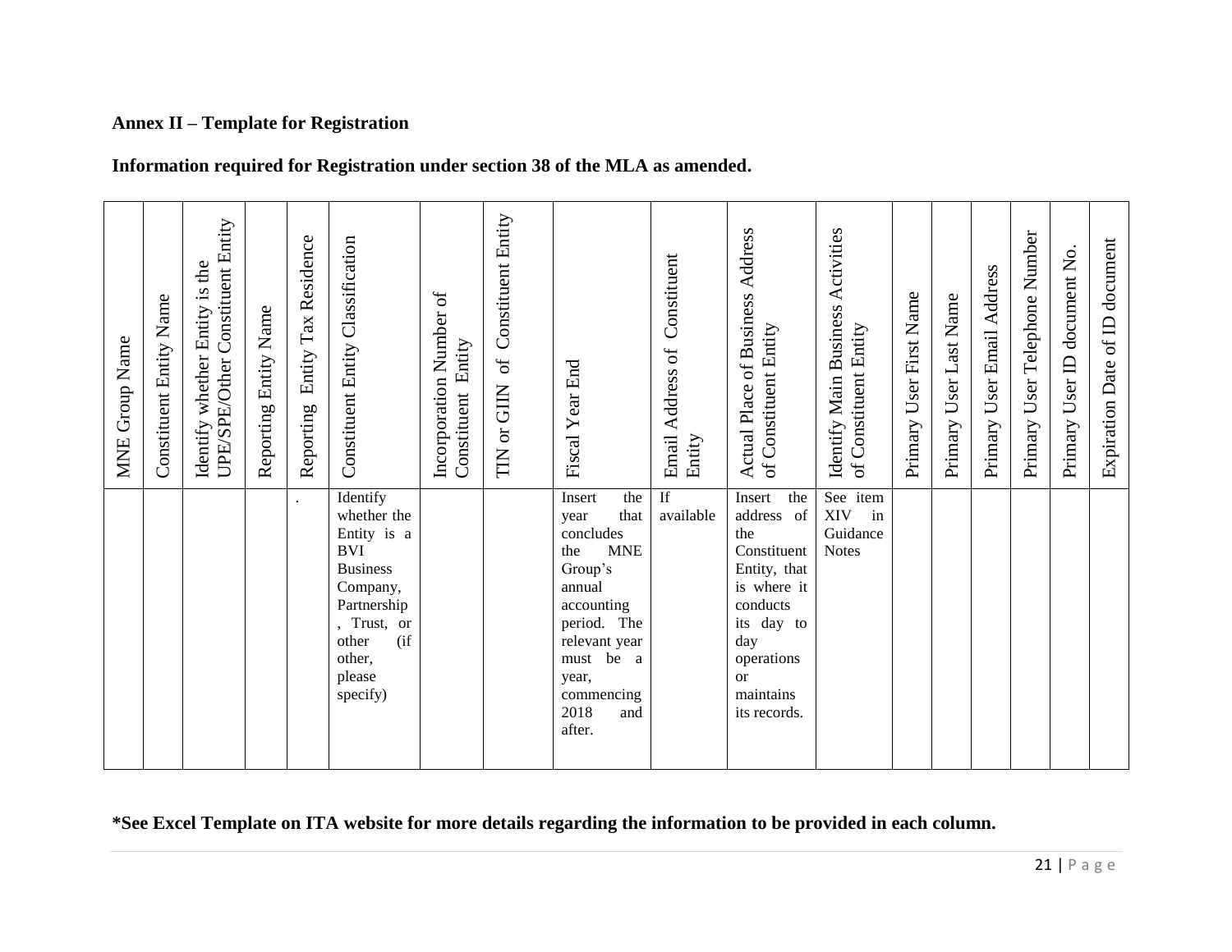**Annex II – Template for Registration**

**Information required for Registration under section 38 of the MLA as amended.**

| MNE Group Name | Constituent Entity Name | Identify whether Entity is the UPE/SPE/Other Constituent Entity | Reporting Entity Name | Reporting Entity Tax Residence | Constituent Entity Classification | Incorporation Number of Constituent Entity | TIN or GIIN of Constituent Entity | Fiscal Year End | Email Address of Constituent Entity | Actual Place of Business Address of Constituent Entity | Identify Main Business Activities of Constituent Entity | Primary User First Name | Primary User Last Name | Primary User Email Address | Primary User Telephone Number | Primary User ID document No. | Expiration Date of ID document |
|---|---|---|---|---|---|---|---|---|---|---|---|---|---|---|---|---|---|
| | | | | . | Identify whether the Entity is a BVI Business Company, Partnership, Trust, or other (if other, please specify) | | | Insert the year that concludes the MNE Group's annual accounting period. The relevant year must be a year, commencing 2018 and after. | If available | Insert the address of the Constituent Entity, that is where it conducts its day to day operations or maintains its records. | See item XIV in Guidance Notes | | | | | | |

**\*See Excel Template on ITA website for more details regarding the information to be provided in each column.**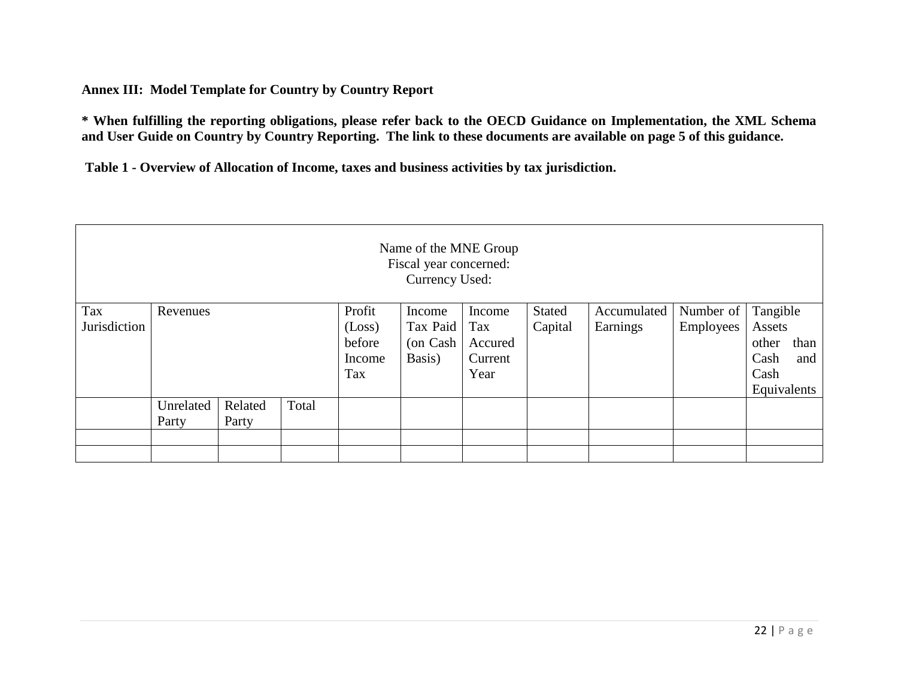**Annex III: Model Template for Country by Country Report**

**\* When fulfilling the reporting obligations, please refer back to the OECD Guidance on Implementation, the XML Schema and User Guide on Country by Country Reporting. The link to these documents are available on page 5 of this guidance.**

**Table 1 - Overview of Allocation of Income, taxes and business activities by tax jurisdiction.**

| Name of the MNE Group<br>Fiscal year concerned:<br>Currency Used: | | | | | | | | | | |
|---|---|---|---|---|---|---|---|---|---|---|
| Tax Jurisdiction | Revenues | | | Profit (Loss) before Income Tax | Income Tax Paid (on Cash Basis) | Income Tax Accured Current Year | Stated Capital | Accumulated Earnings | Number of Employees | Tangible Assets other than Cash and Cash Equivalents |
| | Unrelated Party | Related Party | Total | | | | | | | |
| | | | | | | | | | | |
| | | | | | | | | | | |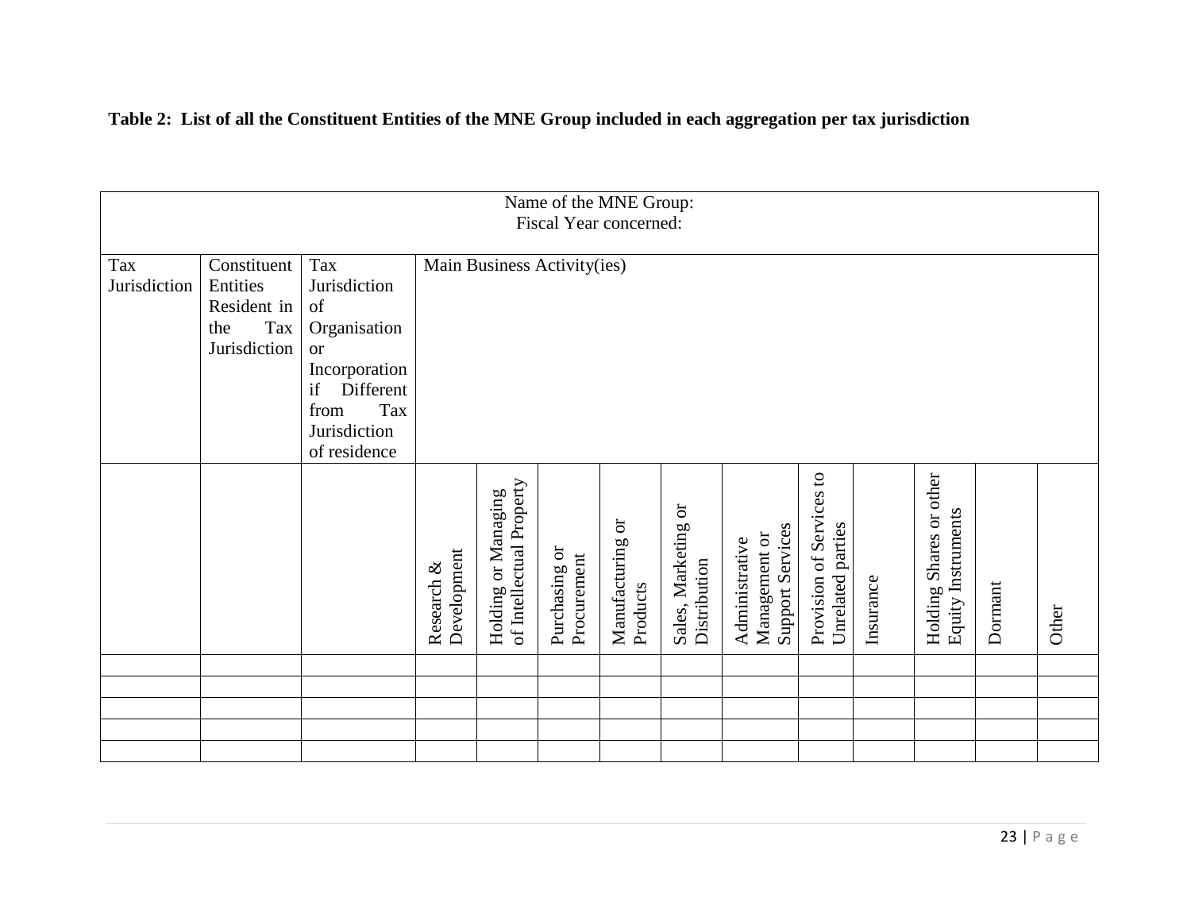**Table 2: List of all the Constituent Entities of the MNE Group included in each aggregation per tax jurisdiction**

| Name of the MNE Group: Fiscal Year concerned: | | | | | | | | | | | | | | |
|---|---|---|---|---|---|---|---|---|---|---|---|---|---|---|
| Tax Jurisdiction | Constituent Entities Resident in the Tax Jurisdiction | Tax Jurisdiction of Organisation or Incorporation if Different from Tax Jurisdiction of residence | Main Business Activity(ies) | | | | | | | | | | | |
| | | | Research & Development | Holding or Managing of Intellectual Property | Purchasing or Procurement | Manufacturing or Products | Sales, Marketing or Distribution | Administrative Management or Support Services | Provision of Services to Unrelated parties | Insurance | Holding Shares or other Equity Instruments | Dormant | Other |
| | | | | | | | | | | | | | |
| | | | | | | | | | | | | | |
| | | | | | | | | | | | | | |
| | | | | | | | | | | | | | |
| | | | | | | | | | | | | | |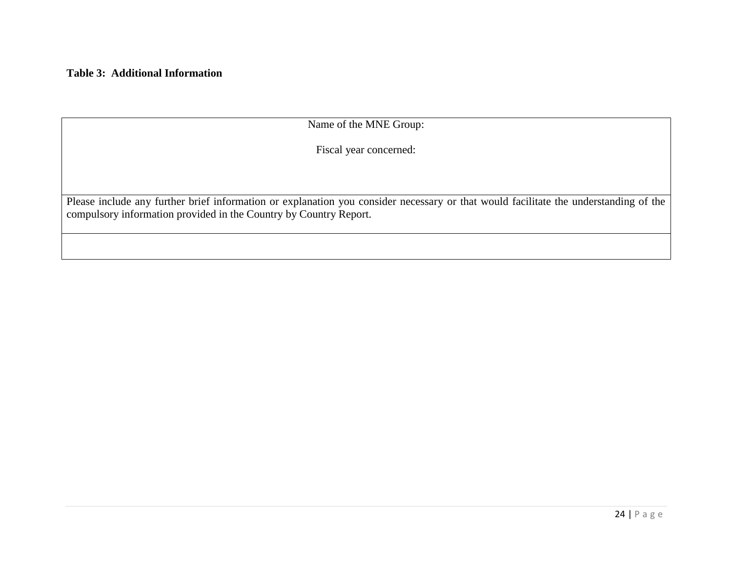**Table 3: Additional Information**

| Name of the MNE Group:<br><br>Fiscal year concerned: |
|---|
| Please include any further brief information or explanation you consider necessary or that would facilitate the understanding of the compulsory information provided in the Country by Country Report. |
| |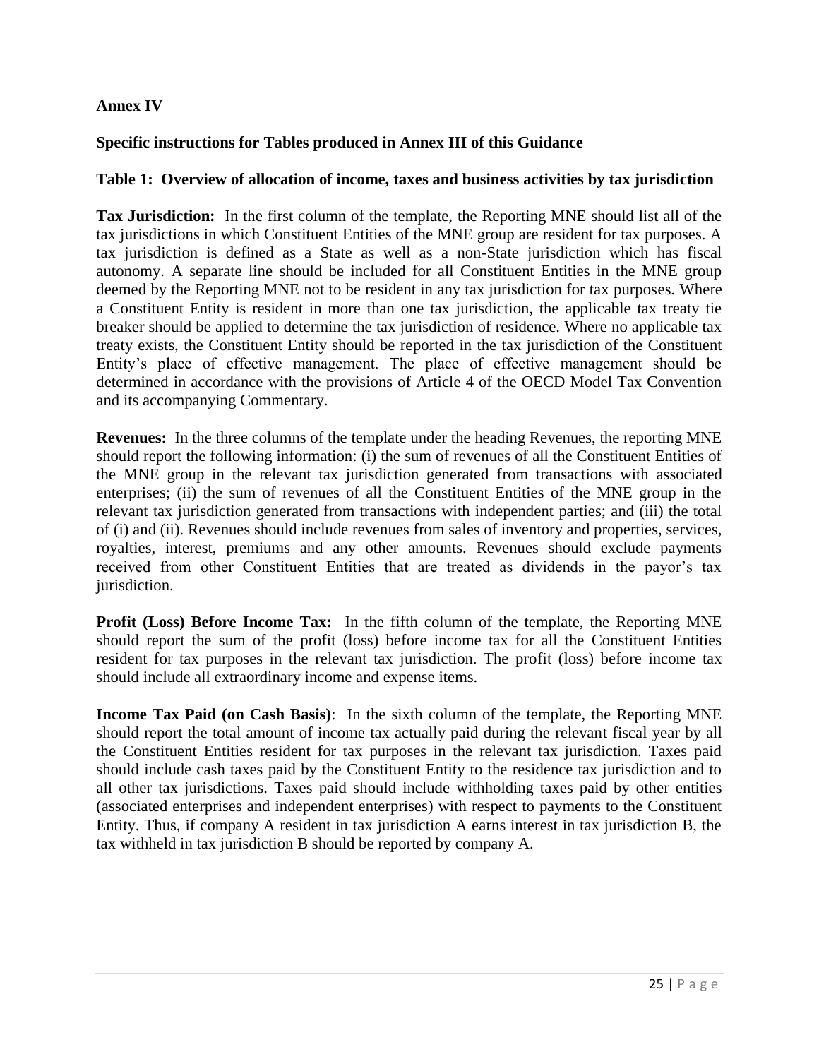**Annex IV**

**Specific instructions for Tables produced in Annex III of this Guidance**

**Table 1: Overview of allocation of income, taxes and business activities by tax jurisdiction**

**Tax Jurisdiction:** In the first column of the template, the Reporting MNE should list all of the tax jurisdictions in which Constituent Entities of the MNE group are resident for tax purposes. A tax jurisdiction is defined as a State as well as a non-State jurisdiction which has fiscal autonomy. A separate line should be included for all Constituent Entities in the MNE group deemed by the Reporting MNE not to be resident in any tax jurisdiction for tax purposes. Where a Constituent Entity is resident in more than one tax jurisdiction, the applicable tax treaty tie breaker should be applied to determine the tax jurisdiction of residence. Where no applicable tax treaty exists, the Constituent Entity should be reported in the tax jurisdiction of the Constituent Entity's place of effective management. The place of effective management should be determined in accordance with the provisions of Article 4 of the OECD Model Tax Convention and its accompanying Commentary.

**Revenues:** In the three columns of the template under the heading Revenues, the reporting MNE should report the following information: (i) the sum of revenues of all the Constituent Entities of the MNE group in the relevant tax jurisdiction generated from transactions with associated enterprises; (ii) the sum of revenues of all the Constituent Entities of the MNE group in the relevant tax jurisdiction generated from transactions with independent parties; and (iii) the total of (i) and (ii). Revenues should include revenues from sales of inventory and properties, services, royalties, interest, premiums and any other amounts. Revenues should exclude payments received from other Constituent Entities that are treated as dividends in the payor's tax jurisdiction.

**Profit (Loss) Before Income Tax:** In the fifth column of the template, the Reporting MNE should report the sum of the profit (loss) before income tax for all the Constituent Entities resident for tax purposes in the relevant tax jurisdiction. The profit (loss) before income tax should include all extraordinary income and expense items.

**Income Tax Paid (on Cash Basis)**: In the sixth column of the template, the Reporting MNE should report the total amount of income tax actually paid during the relevant fiscal year by all the Constituent Entities resident for tax purposes in the relevant tax jurisdiction. Taxes paid should include cash taxes paid by the Constituent Entity to the residence tax jurisdiction and to all other tax jurisdictions. Taxes paid should include withholding taxes paid by other entities (associated enterprises and independent enterprises) with respect to payments to the Constituent Entity. Thus, if company A resident in tax jurisdiction A earns interest in tax jurisdiction B, the tax withheld in tax jurisdiction B should be reported by company A.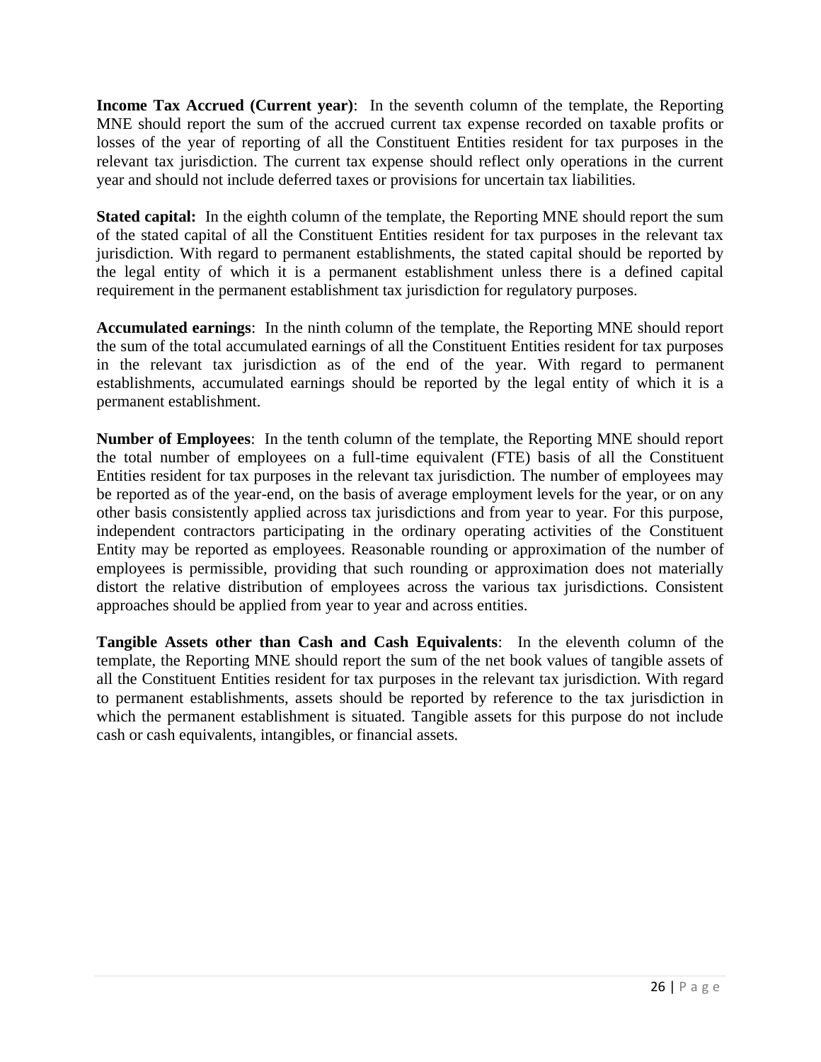**Income Tax Accrued (Current year)**: In the seventh column of the template, the Reporting MNE should report the sum of the accrued current tax expense recorded on taxable profits or losses of the year of reporting of all the Constituent Entities resident for tax purposes in the relevant tax jurisdiction. The current tax expense should reflect only operations in the current year and should not include deferred taxes or provisions for uncertain tax liabilities.

**Stated capital:** In the eighth column of the template, the Reporting MNE should report the sum of the stated capital of all the Constituent Entities resident for tax purposes in the relevant tax jurisdiction. With regard to permanent establishments, the stated capital should be reported by the legal entity of which it is a permanent establishment unless there is a defined capital requirement in the permanent establishment tax jurisdiction for regulatory purposes.

**Accumulated earnings**: In the ninth column of the template, the Reporting MNE should report the sum of the total accumulated earnings of all the Constituent Entities resident for tax purposes in the relevant tax jurisdiction as of the end of the year. With regard to permanent establishments, accumulated earnings should be reported by the legal entity of which it is a permanent establishment.

**Number of Employees**: In the tenth column of the template, the Reporting MNE should report the total number of employees on a full-time equivalent (FTE) basis of all the Constituent Entities resident for tax purposes in the relevant tax jurisdiction. The number of employees may be reported as of the year-end, on the basis of average employment levels for the year, or on any other basis consistently applied across tax jurisdictions and from year to year. For this purpose, independent contractors participating in the ordinary operating activities of the Constituent Entity may be reported as employees. Reasonable rounding or approximation of the number of employees is permissible, providing that such rounding or approximation does not materially distort the relative distribution of employees across the various tax jurisdictions. Consistent approaches should be applied from year to year and across entities.

**Tangible Assets other than Cash and Cash Equivalents**: In the eleventh column of the template, the Reporting MNE should report the sum of the net book values of tangible assets of all the Constituent Entities resident for tax purposes in the relevant tax jurisdiction. With regard to permanent establishments, assets should be reported by reference to the tax jurisdiction in which the permanent establishment is situated. Tangible assets for this purpose do not include cash or cash equivalents, intangibles, or financial assets.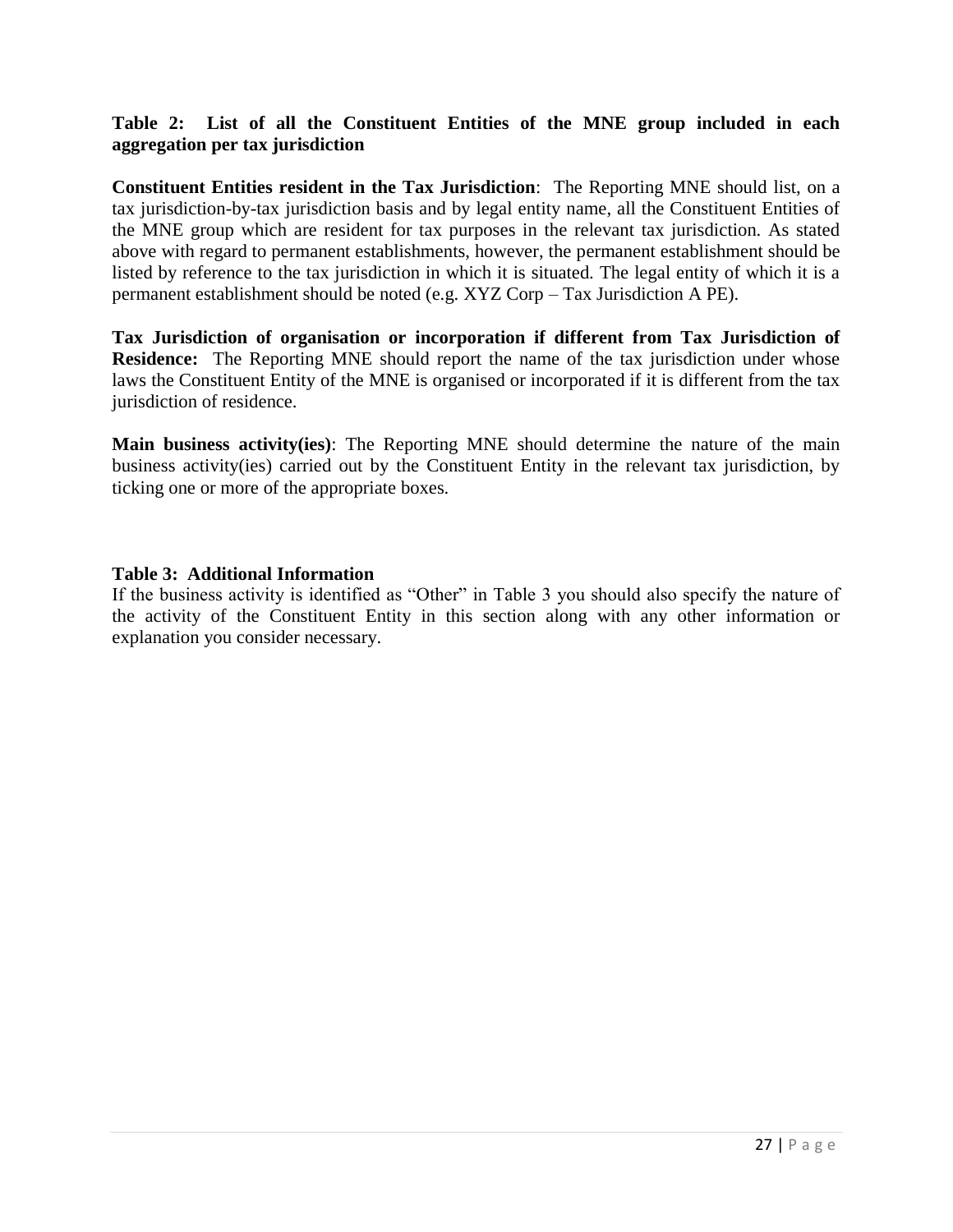**Table 2: List of all the Constituent Entities of the MNE group included in each aggregation per tax jurisdiction**

**Constituent Entities resident in the Tax Jurisdiction**: The Reporting MNE should list, on a tax jurisdiction-by-tax jurisdiction basis and by legal entity name, all the Constituent Entities of the MNE group which are resident for tax purposes in the relevant tax jurisdiction. As stated above with regard to permanent establishments, however, the permanent establishment should be listed by reference to the tax jurisdiction in which it is situated. The legal entity of which it is a permanent establishment should be noted (e.g. XYZ Corp – Tax Jurisdiction A PE).

**Tax Jurisdiction of organisation or incorporation if different from Tax Jurisdiction of Residence:** The Reporting MNE should report the name of the tax jurisdiction under whose laws the Constituent Entity of the MNE is organised or incorporated if it is different from the tax jurisdiction of residence.

**Main business activity(ies)**: The Reporting MNE should determine the nature of the main business activity(ies) carried out by the Constituent Entity in the relevant tax jurisdiction, by ticking one or more of the appropriate boxes.

**Table 3: Additional Information**

If the business activity is identified as "Other" in Table 3 you should also specify the nature of the activity of the Constituent Entity in this section along with any other information or explanation you consider necessary.